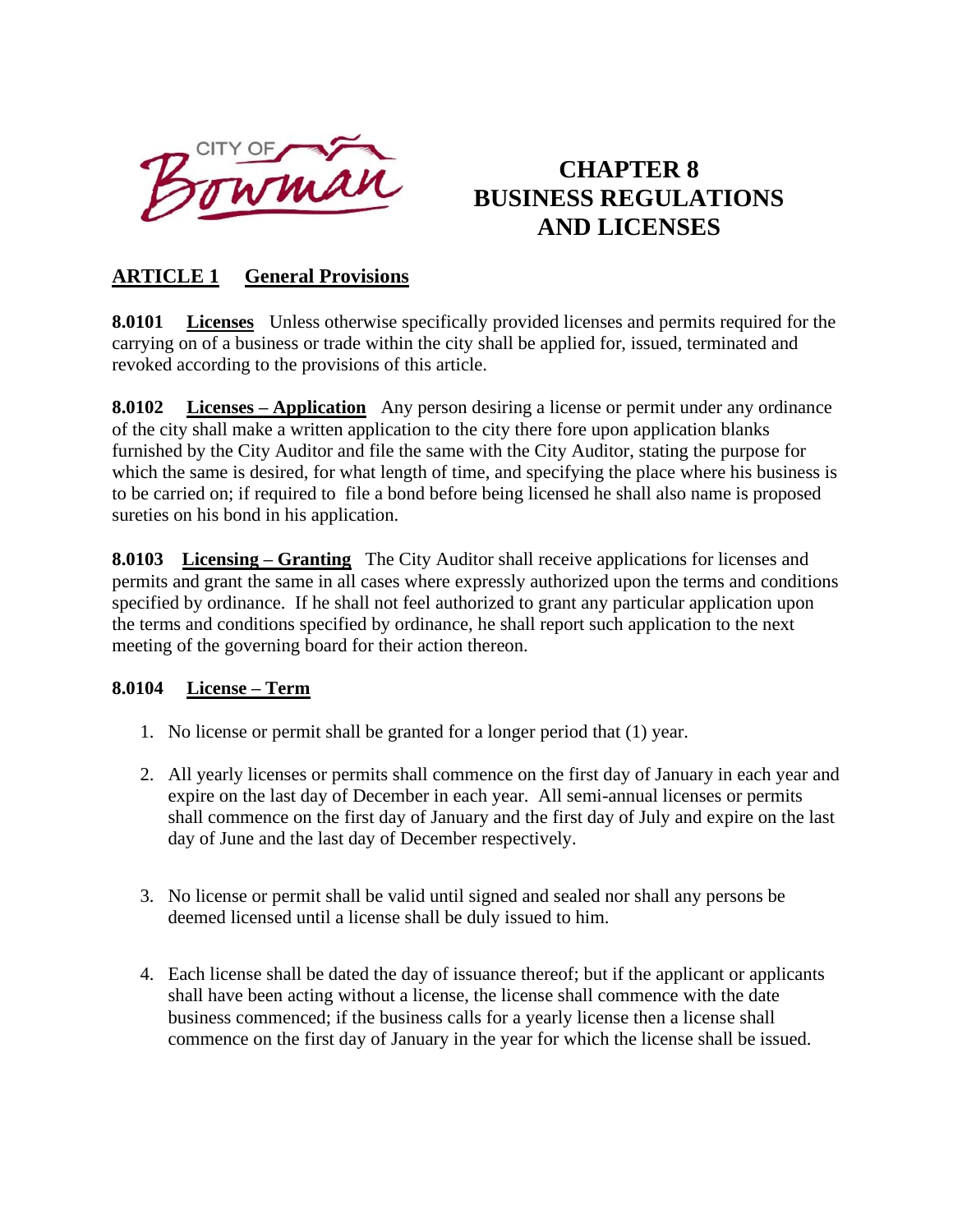# CHAPTER 8 BUSINESS REGULATIONS AND LICENSES

## ARTICLE 1 General Provisions

**8.0101 Licenses** Unless otherwise specifically provided licenses and permits required for the carrying on of a business or trade within the city shall be applied for, issued, terminated and revoked according to the provisions of this article.

**8.0102 Licenses – Application** Any person desiring a license or permit under any ordinance of the city shall make a written application to the city there fore upon application blanks furnished by the City Auditor and file the same with the City Auditor, stating the purpose for which the same is desired, for what length of time, and specifying the place where his business is to be carried on; if required to file a bond before being licensed he shall also name is proposed sureties on his bond in his application.

**8.0103 Licensing – Granting** The City Auditor shall receive applications for licenses and permits and grant the same in all cases where expressly authorized upon the terms and conditions specified by ordinance. If he shall not feel authorized to grant any particular application upon the terms and conditions specified by ordinance, he shall report such application to the next meeting of the governing board for their action thereon.

**8.0104 License – Term**

1. No license or permit shall be granted for a longer period that (1) year.
2. All yearly licenses or permits shall commence on the first day of January in each year and expire on the last day of December in each year. All semi-annual licenses or permits shall commence on the first day of January and the first day of July and expire on the last day of June and the last day of December respectively.
3. No license or permit shall be valid until signed and sealed nor shall any persons be deemed licensed until a license shall be duly issued to him.
4. Each license shall be dated the day of issuance thereof; but if the applicant or applicants shall have been acting without a license, the license shall commence with the date business commenced; if the business calls for a yearly license then a license shall commence on the first day of January in the year for which the license shall be issued.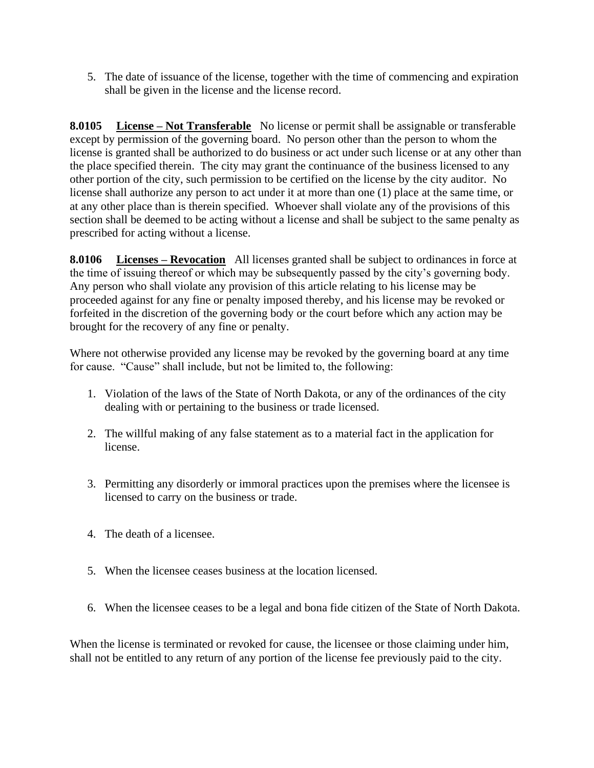5. The date of issuance of the license, together with the time of commencing and expiration shall be given in the license and the license record.

**8.0105 License – Not Transferable** No license or permit shall be assignable or transferable except by permission of the governing board. No person other than the person to whom the license is granted shall be authorized to do business or act under such license or at any other than the place specified therein. The city may grant the continuance of the business licensed to any other portion of the city, such permission to be certified on the license by the city auditor. No license shall authorize any person to act under it at more than one (1) place at the same time, or at any other place than is therein specified. Whoever shall violate any of the provisions of this section shall be deemed to be acting without a license and shall be subject to the same penalty as prescribed for acting without a license.

**8.0106 Licenses – Revocation** All licenses granted shall be subject to ordinances in force at the time of issuing thereof or which may be subsequently passed by the city's governing body. Any person who shall violate any provision of this article relating to his license may be proceeded against for any fine or penalty imposed thereby, and his license may be revoked or forfeited in the discretion of the governing body or the court before which any action may be brought for the recovery of any fine or penalty.

Where not otherwise provided any license may be revoked by the governing board at any time for cause. "Cause" shall include, but not be limited to, the following:

1. Violation of the laws of the State of North Dakota, or any of the ordinances of the city dealing with or pertaining to the business or trade licensed.

2. The willful making of any false statement as to a material fact in the application for license.

3. Permitting any disorderly or immoral practices upon the premises where the licensee is licensed to carry on the business or trade.

4. The death of a licensee.

5. When the licensee ceases business at the location licensed.

6. When the licensee ceases to be a legal and bona fide citizen of the State of North Dakota.

When the license is terminated or revoked for cause, the licensee or those claiming under him, shall not be entitled to any return of any portion of the license fee previously paid to the city.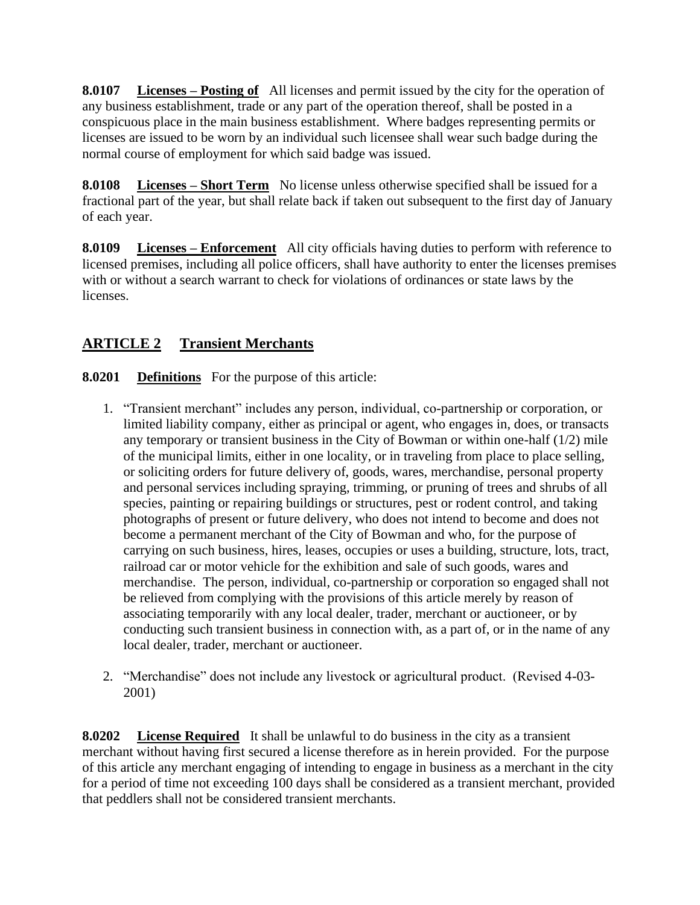**8.0107 Licenses – Posting of** All licenses and permit issued by the city for the operation of any business establishment, trade or any part of the operation thereof, shall be posted in a conspicuous place in the main business establishment. Where badges representing permits or licenses are issued to be worn by an individual such licensee shall wear such badge during the normal course of employment for which said badge was issued.

**8.0108 Licenses – Short Term** No license unless otherwise specified shall be issued for a fractional part of the year, but shall relate back if taken out subsequent to the first day of January of each year.

**8.0109 Licenses – Enforcement** All city officials having duties to perform with reference to licensed premises, including all police officers, shall have authority to enter the licenses premises with or without a search warrant to check for violations of ordinances or state laws by the licenses.

## ARTICLE 2 Transient Merchants

**8.0201 Definitions** For the purpose of this article:

1. "Transient merchant" includes any person, individual, co-partnership or corporation, or limited liability company, either as principal or agent, who engages in, does, or transacts any temporary or transient business in the City of Bowman or within one-half (1/2) mile of the municipal limits, either in one locality, or in traveling from place to place selling, or soliciting orders for future delivery of, goods, wares, merchandise, personal property and personal services including spraying, trimming, or pruning of trees and shrubs of all species, painting or repairing buildings or structures, pest or rodent control, and taking photographs of present or future delivery, who does not intend to become and does not become a permanent merchant of the City of Bowman and who, for the purpose of carrying on such business, hires, leases, occupies or uses a building, structure, lots, tract, railroad car or motor vehicle for the exhibition and sale of such goods, wares and merchandise. The person, individual, co-partnership or corporation so engaged shall not be relieved from complying with the provisions of this article merely by reason of associating temporarily with any local dealer, trader, merchant or auctioneer, or by conducting such transient business in connection with, as a part of, or in the name of any local dealer, trader, merchant or auctioneer.
2. "Merchandise" does not include any livestock or agricultural product. (Revised 4-03-2001)

**8.0202 License Required** It shall be unlawful to do business in the city as a transient merchant without having first secured a license therefore as in herein provided. For the purpose of this article any merchant engaging of intending to engage in business as a merchant in the city for a period of time not exceeding 100 days shall be considered as a transient merchant, provided that peddlers shall not be considered transient merchants.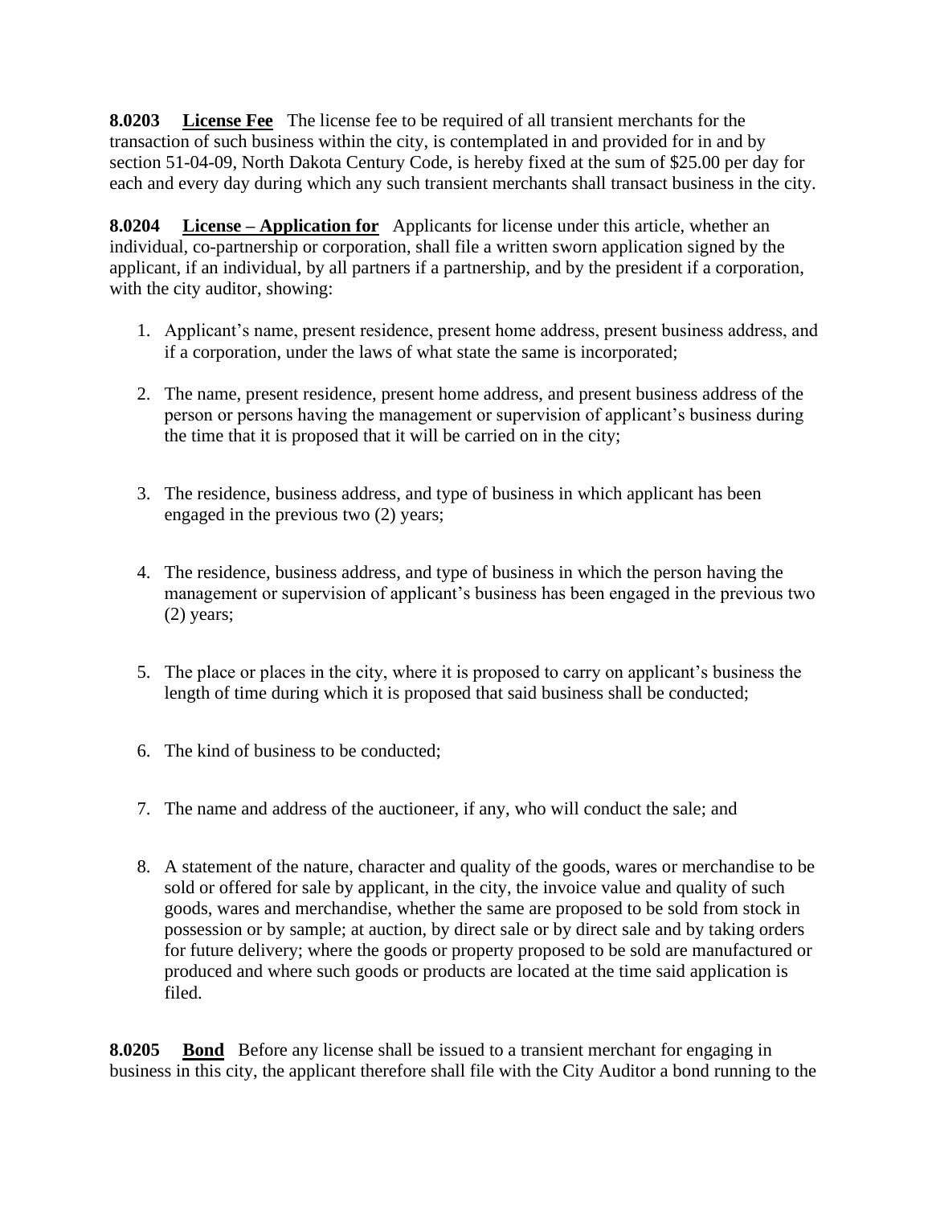**8.0203 <u>License Fee</u>** The license fee to be required of all transient merchants for the transaction of such business within the city, is contemplated in and provided for in and by section 51-04-09, North Dakota Century Code, is hereby fixed at the sum of $25.00 per day for each and every day during which any such transient merchants shall transact business in the city.

**8.0204 <u>License – Application for</u>** Applicants for license under this article, whether an individual, co-partnership or corporation, shall file a written sworn application signed by the applicant, if an individual, by all partners if a partnership, and by the president if a corporation, with the city auditor, showing:

1. Applicant's name, present residence, present home address, present business address, and if a corporation, under the laws of what state the same is incorporated;

2. The name, present residence, present home address, and present business address of the person or persons having the management or supervision of applicant's business during the time that it is proposed that it will be carried on in the city;

3. The residence, business address, and type of business in which applicant has been engaged in the previous two (2) years;

4. The residence, business address, and type of business in which the person having the management or supervision of applicant's business has been engaged in the previous two (2) years;

5. The place or places in the city, where it is proposed to carry on applicant's business the length of time during which it is proposed that said business shall be conducted;

6. The kind of business to be conducted;

7. The name and address of the auctioneer, if any, who will conduct the sale; and

8. A statement of the nature, character and quality of the goods, wares or merchandise to be sold or offered for sale by applicant, in the city, the invoice value and quality of such goods, wares and merchandise, whether the same are proposed to be sold from stock in possession or by sample; at auction, by direct sale or by direct sale and by taking orders for future delivery; where the goods or property proposed to be sold are manufactured or produced and where such goods or products are located at the time said application is filed.

**8.0205 <u>Bond</u>** Before any license shall be issued to a transient merchant for engaging in business in this city, the applicant therefore shall file with the City Auditor a bond running to the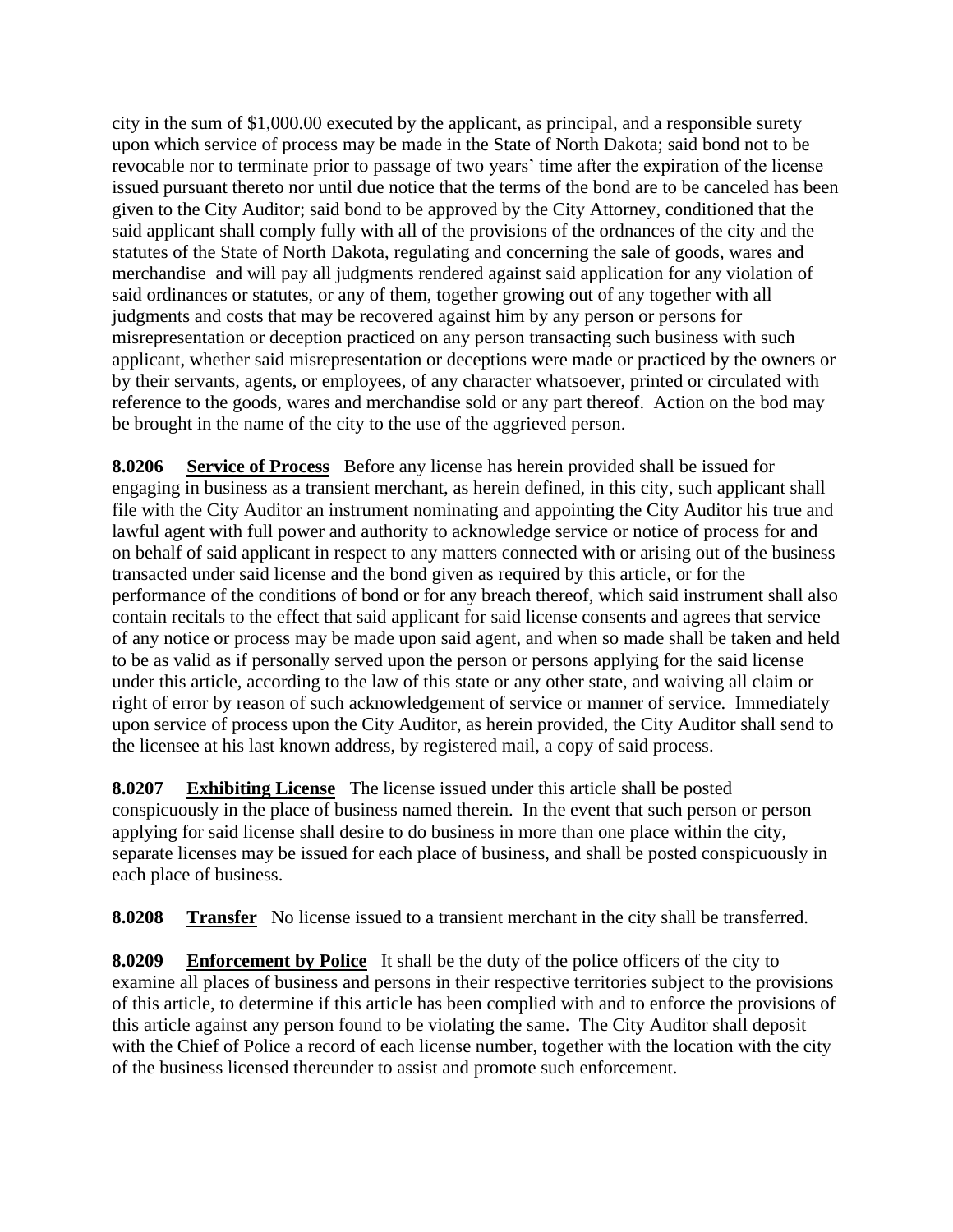city in the sum of $1,000.00 executed by the applicant, as principal, and a responsible surety upon which service of process may be made in the State of North Dakota; said bond not to be revocable nor to terminate prior to passage of two years' time after the expiration of the license issued pursuant thereto nor until due notice that the terms of the bond are to be canceled has been given to the City Auditor; said bond to be approved by the City Attorney, conditioned that the said applicant shall comply fully with all of the provisions of the ordnances of the city and the statutes of the State of North Dakota, regulating and concerning the sale of goods, wares and merchandise and will pay all judgments rendered against said application for any violation of said ordinances or statutes, or any of them, together growing out of any together with all judgments and costs that may be recovered against him by any person or persons for misrepresentation or deception practiced on any person transacting such business with such applicant, whether said misrepresentation or deceptions were made or practiced by the owners or by their servants, agents, or employees, of any character whatsoever, printed or circulated with reference to the goods, wares and merchandise sold or any part thereof. Action on the bod may be brought in the name of the city to the use of the aggrieved person.

**8.0206** **Service of Process** Before any license has herein provided shall be issued for engaging in business as a transient merchant, as herein defined, in this city, such applicant shall file with the City Auditor an instrument nominating and appointing the City Auditor his true and lawful agent with full power and authority to acknowledge service or notice of process for and on behalf of said applicant in respect to any matters connected with or arising out of the business transacted under said license and the bond given as required by this article, or for the performance of the conditions of bond or for any breach thereof, which said instrument shall also contain recitals to the effect that said applicant for said license consents and agrees that service of any notice or process may be made upon said agent, and when so made shall be taken and held to be as valid as if personally served upon the person or persons applying for the said license under this article, according to the law of this state or any other state, and waiving all claim or right of error by reason of such acknowledgement of service or manner of service. Immediately upon service of process upon the City Auditor, as herein provided, the City Auditor shall send to the licensee at his last known address, by registered mail, a copy of said process.

**8.0207** **Exhibiting License** The license issued under this article shall be posted conspicuously in the place of business named therein. In the event that such person or person applying for said license shall desire to do business in more than one place within the city, separate licenses may be issued for each place of business, and shall be posted conspicuously in each place of business.

**8.0208** **Transfer** No license issued to a transient merchant in the city shall be transferred.

**8.0209** **Enforcement by Police** It shall be the duty of the police officers of the city to examine all places of business and persons in their respective territories subject to the provisions of this article, to determine if this article has been complied with and to enforce the provisions of this article against any person found to be violating the same. The City Auditor shall deposit with the Chief of Police a record of each license number, together with the location with the city of the business licensed thereunder to assist and promote such enforcement.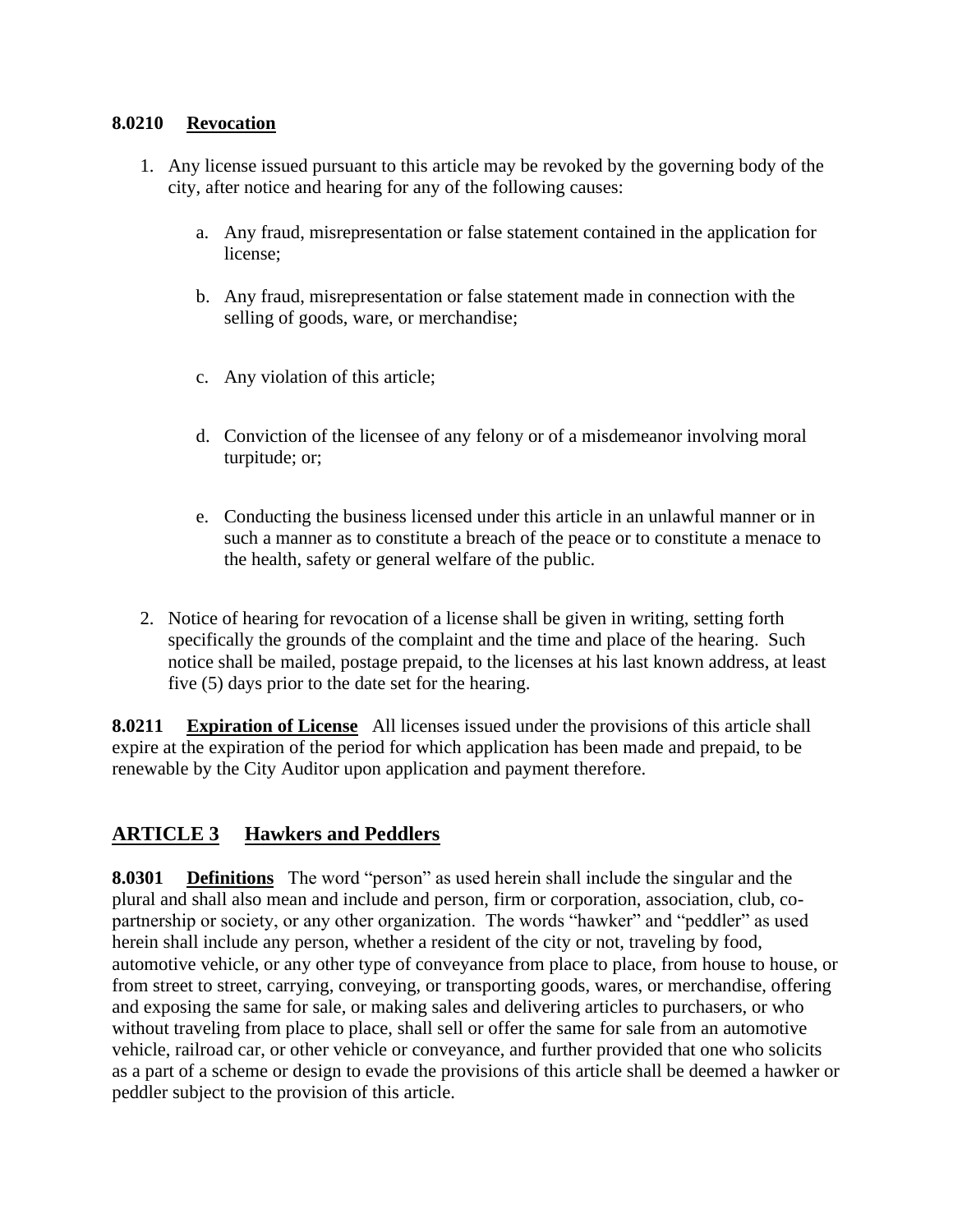**8.0210 Revocation**

1. Any license issued pursuant to this article may be revoked by the governing body of the city, after notice and hearing for any of the following causes:

   a. Any fraud, misrepresentation or false statement contained in the application for license;

   b. Any fraud, misrepresentation or false statement made in connection with the selling of goods, ware, or merchandise;

   c. Any violation of this article;

   d. Conviction of the licensee of any felony or of a misdemeanor involving moral turpitude; or;

   e. Conducting the business licensed under this article in an unlawful manner or in such a manner as to constitute a breach of the peace or to constitute a menace to the health, safety or general welfare of the public.

2. Notice of hearing for revocation of a license shall be given in writing, setting forth specifically the grounds of the complaint and the time and place of the hearing. Such notice shall be mailed, postage prepaid, to the licenses at his last known address, at least five (5) days prior to the date set for the hearing.

**8.0211 Expiration of License** All licenses issued under the provisions of this article shall expire at the expiration of the period for which application has been made and prepaid, to be renewable by the City Auditor upon application and payment therefore.

## ARTICLE 3 Hawkers and Peddlers

**8.0301 Definitions** The word "person" as used herein shall include the singular and the plural and shall also mean and include and person, firm or corporation, association, club, co-partnership or society, or any other organization. The words "hawker" and "peddler" as used herein shall include any person, whether a resident of the city or not, traveling by food, automotive vehicle, or any other type of conveyance from place to place, from house to house, or from street to street, carrying, conveying, or transporting goods, wares, or merchandise, offering and exposing the same for sale, or making sales and delivering articles to purchasers, or who without traveling from place to place, shall sell or offer the same for sale from an automotive vehicle, railroad car, or other vehicle or conveyance, and further provided that one who solicits as a part of a scheme or design to evade the provisions of this article shall be deemed a hawker or peddler subject to the provision of this article.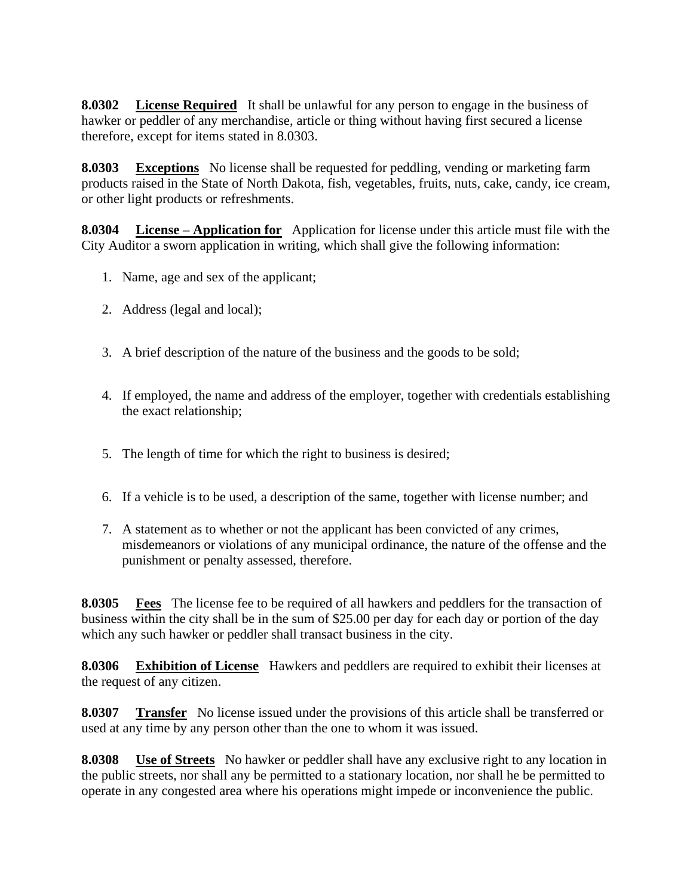**8.0302 <u>License Required</u>** It shall be unlawful for any person to engage in the business of hawker or peddler of any merchandise, article or thing without having first secured a license therefore, except for items stated in 8.0303.

**8.0303 <u>Exceptions</u>** No license shall be requested for peddling, vending or marketing farm products raised in the State of North Dakota, fish, vegetables, fruits, nuts, cake, candy, ice cream, or other light products or refreshments.

**8.0304 <u>License – Application for</u>** Application for license under this article must file with the City Auditor a sworn application in writing, which shall give the following information:

1. Name, age and sex of the applicant;
2. Address (legal and local);
3. A brief description of the nature of the business and the goods to be sold;
4. If employed, the name and address of the employer, together with credentials establishing the exact relationship;
5. The length of time for which the right to business is desired;
6. If a vehicle is to be used, a description of the same, together with license number; and
7. A statement as to whether or not the applicant has been convicted of any crimes, misdemeanors or violations of any municipal ordinance, the nature of the offense and the punishment or penalty assessed, therefore.

**8.0305 <u>Fees</u>** The license fee to be required of all hawkers and peddlers for the transaction of business within the city shall be in the sum of $25.00 per day for each day or portion of the day which any such hawker or peddler shall transact business in the city.

**8.0306 <u>Exhibition of License</u>** Hawkers and peddlers are required to exhibit their licenses at the request of any citizen.

**8.0307 <u>Transfer</u>** No license issued under the provisions of this article shall be transferred or used at any time by any person other than the one to whom it was issued.

**8.0308 <u>Use of Streets</u>** No hawker or peddler shall have any exclusive right to any location in the public streets, nor shall any be permitted to a stationary location, nor shall he be permitted to operate in any congested area where his operations might impede or inconvenience the public.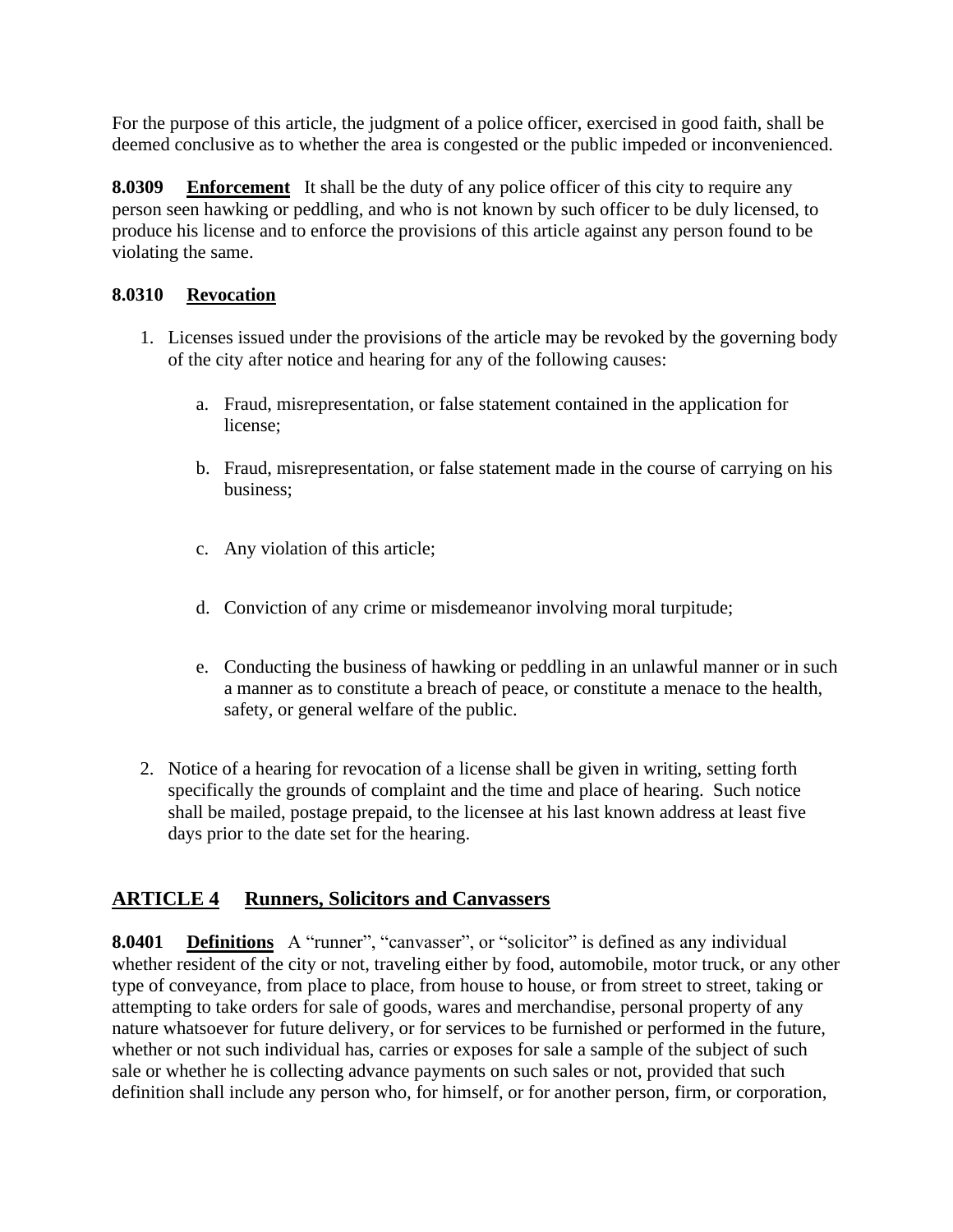For the purpose of this article, the judgment of a police officer, exercised in good faith, shall be deemed conclusive as to whether the area is congested or the public impeded or inconvenienced.

**8.0309 Enforcement** It shall be the duty of any police officer of this city to require any person seen hawking or peddling, and who is not known by such officer to be duly licensed, to produce his license and to enforce the provisions of this article against any person found to be violating the same.

**8.0310 Revocation**

1. Licenses issued under the provisions of the article may be revoked by the governing body of the city after notice and hearing for any of the following causes:

    a. Fraud, misrepresentation, or false statement contained in the application for license;

    b. Fraud, misrepresentation, or false statement made in the course of carrying on his business;

    c. Any violation of this article;

    d. Conviction of any crime or misdemeanor involving moral turpitude;

    e. Conducting the business of hawking or peddling in an unlawful manner or in such a manner as to constitute a breach of peace, or constitute a menace to the health, safety, or general welfare of the public.

2. Notice of a hearing for revocation of a license shall be given in writing, setting forth specifically the grounds of complaint and the time and place of hearing. Such notice shall be mailed, postage prepaid, to the licensee at his last known address at least five days prior to the date set for the hearing.

## ARTICLE 4 Runners, Solicitors and Canvassers

**8.0401 Definitions** A "runner", "canvasser", or "solicitor" is defined as any individual whether resident of the city or not, traveling either by food, automobile, motor truck, or any other type of conveyance, from place to place, from house to house, or from street to street, taking or attempting to take orders for sale of goods, wares and merchandise, personal property of any nature whatsoever for future delivery, or for services to be furnished or performed in the future, whether or not such individual has, carries or exposes for sale a sample of the subject of such sale or whether he is collecting advance payments on such sales or not, provided that such definition shall include any person who, for himself, or for another person, firm, or corporation,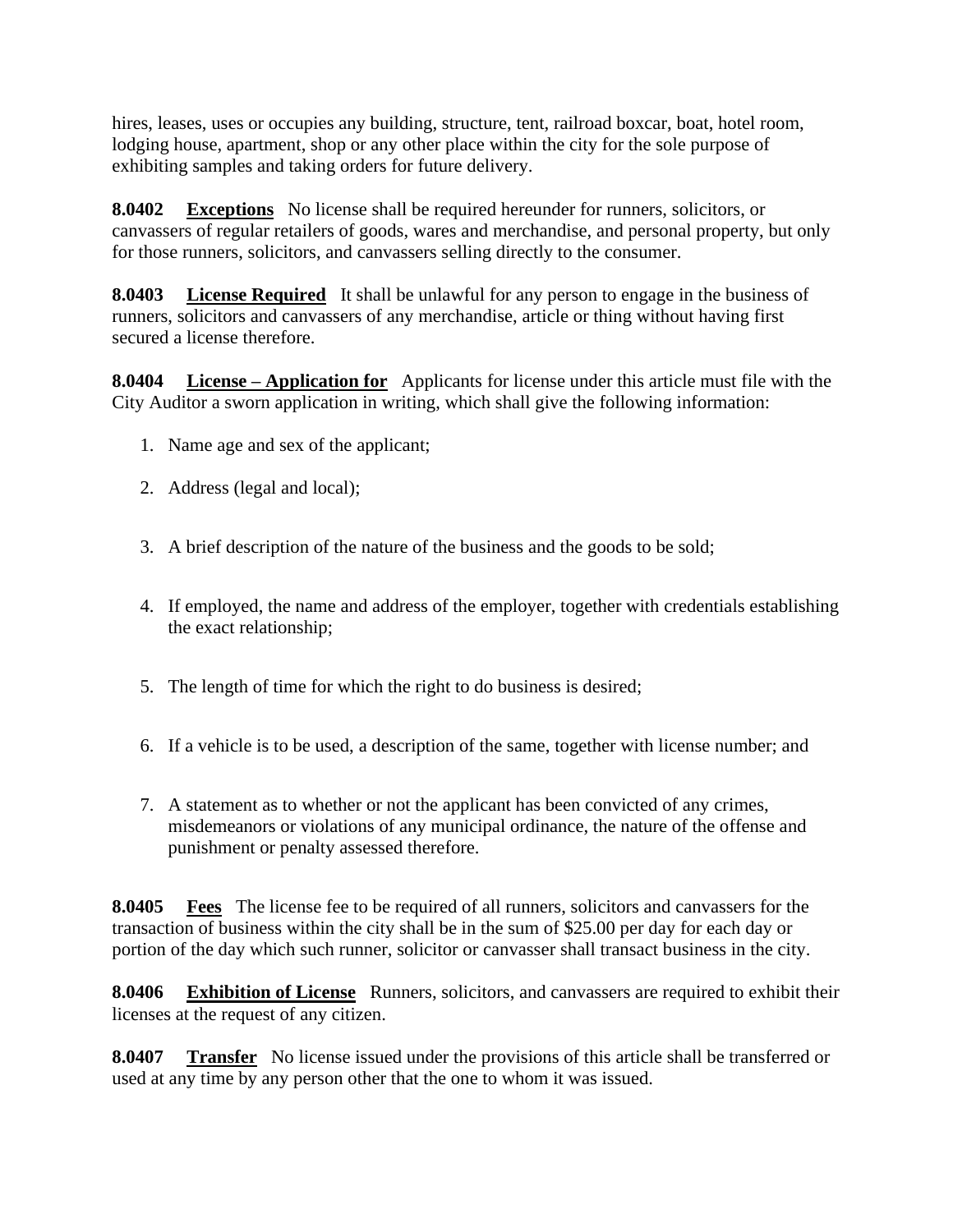hires, leases, uses or occupies any building, structure, tent, railroad boxcar, boat, hotel room, lodging house, apartment, shop or any other place within the city for the sole purpose of exhibiting samples and taking orders for future delivery.

**8.0402** **Exceptions** No license shall be required hereunder for runners, solicitors, or canvassers of regular retailers of goods, wares and merchandise, and personal property, but only for those runners, solicitors, and canvassers selling directly to the consumer.

**8.0403** **License Required** It shall be unlawful for any person to engage in the business of runners, solicitors and canvassers of any merchandise, article or thing without having first secured a license therefore.

**8.0404** **License – Application for** Applicants for license under this article must file with the City Auditor a sworn application in writing, which shall give the following information:

1. Name age and sex of the applicant;
2. Address (legal and local);
3. A brief description of the nature of the business and the goods to be sold;
4. If employed, the name and address of the employer, together with credentials establishing the exact relationship;
5. The length of time for which the right to do business is desired;
6. If a vehicle is to be used, a description of the same, together with license number; and
7. A statement as to whether or not the applicant has been convicted of any crimes, misdemeanors or violations of any municipal ordinance, the nature of the offense and punishment or penalty assessed therefore.

**8.0405** **Fees** The license fee to be required of all runners, solicitors and canvassers for the transaction of business within the city shall be in the sum of $25.00 per day for each day or portion of the day which such runner, solicitor or canvasser shall transact business in the city.

**8.0406** **Exhibition of License** Runners, solicitors, and canvassers are required to exhibit their licenses at the request of any citizen.

**8.0407** **Transfer** No license issued under the provisions of this article shall be transferred or used at any time by any person other that the one to whom it was issued.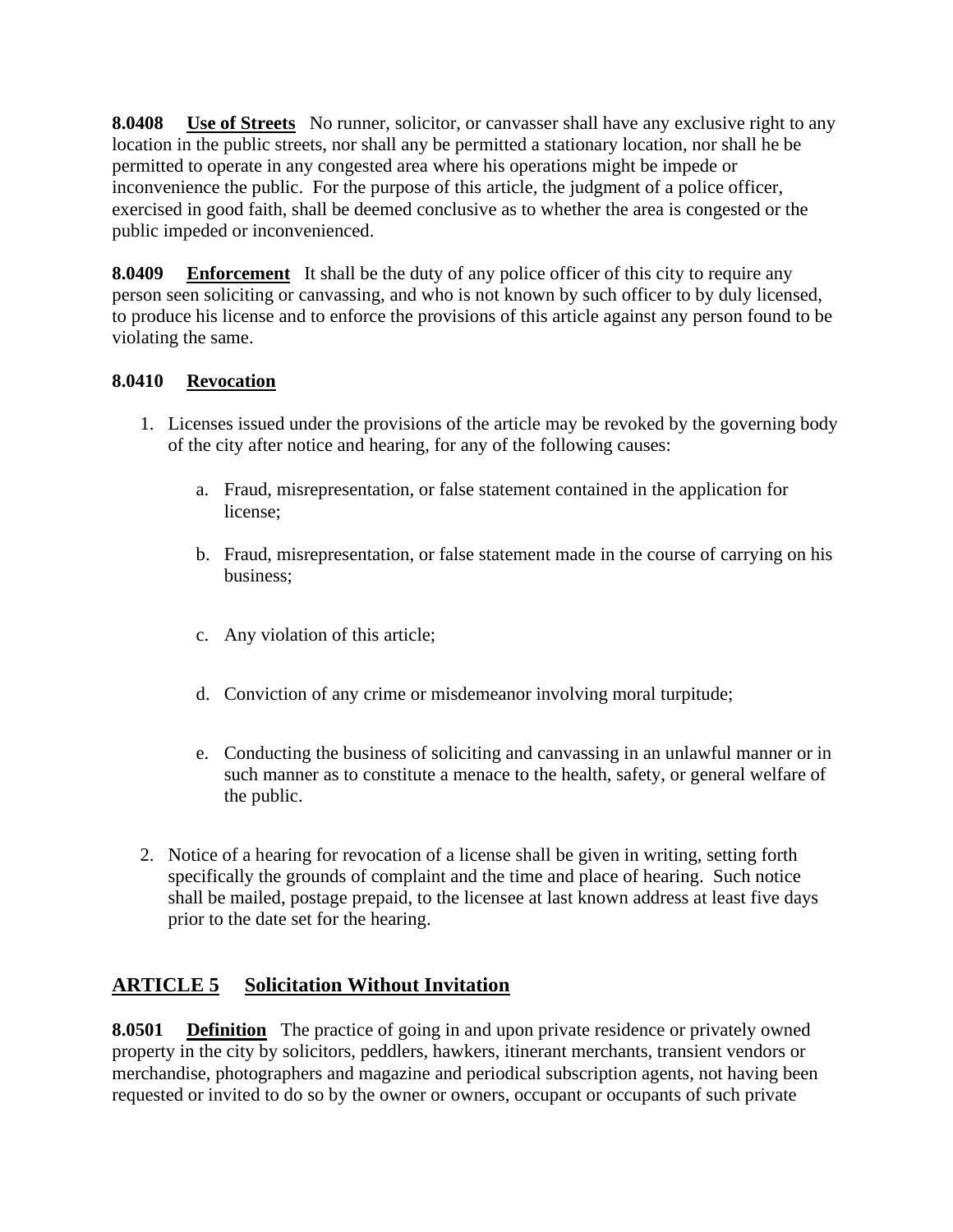**8.0408 Use of Streets** No runner, solicitor, or canvasser shall have any exclusive right to any location in the public streets, nor shall any be permitted a stationary location, nor shall he be permitted to operate in any congested area where his operations might be impede or inconvenience the public. For the purpose of this article, the judgment of a police officer, exercised in good faith, shall be deemed conclusive as to whether the area is congested or the public impeded or inconvenienced.

**8.0409 Enforcement** It shall be the duty of any police officer of this city to require any person seen soliciting or canvassing, and who is not known by such officer to by duly licensed, to produce his license and to enforce the provisions of this article against any person found to be violating the same.

**8.0410 Revocation**

1. Licenses issued under the provisions of the article may be revoked by the governing body of the city after notice and hearing, for any of the following causes:

   a. Fraud, misrepresentation, or false statement contained in the application for license;

   b. Fraud, misrepresentation, or false statement made in the course of carrying on his business;

   c. Any violation of this article;

   d. Conviction of any crime or misdemeanor involving moral turpitude;

   e. Conducting the business of soliciting and canvassing in an unlawful manner or in such manner as to constitute a menace to the health, safety, or general welfare of the public.

2. Notice of a hearing for revocation of a license shall be given in writing, setting forth specifically the grounds of complaint and the time and place of hearing. Such notice shall be mailed, postage prepaid, to the licensee at last known address at least five days prior to the date set for the hearing.

## ARTICLE 5 Solicitation Without Invitation

**8.0501 Definition** The practice of going in and upon private residence or privately owned property in the city by solicitors, peddlers, hawkers, itinerant merchants, transient vendors or merchandise, photographers and magazine and periodical subscription agents, not having been requested or invited to do so by the owner or owners, occupant or occupants of such private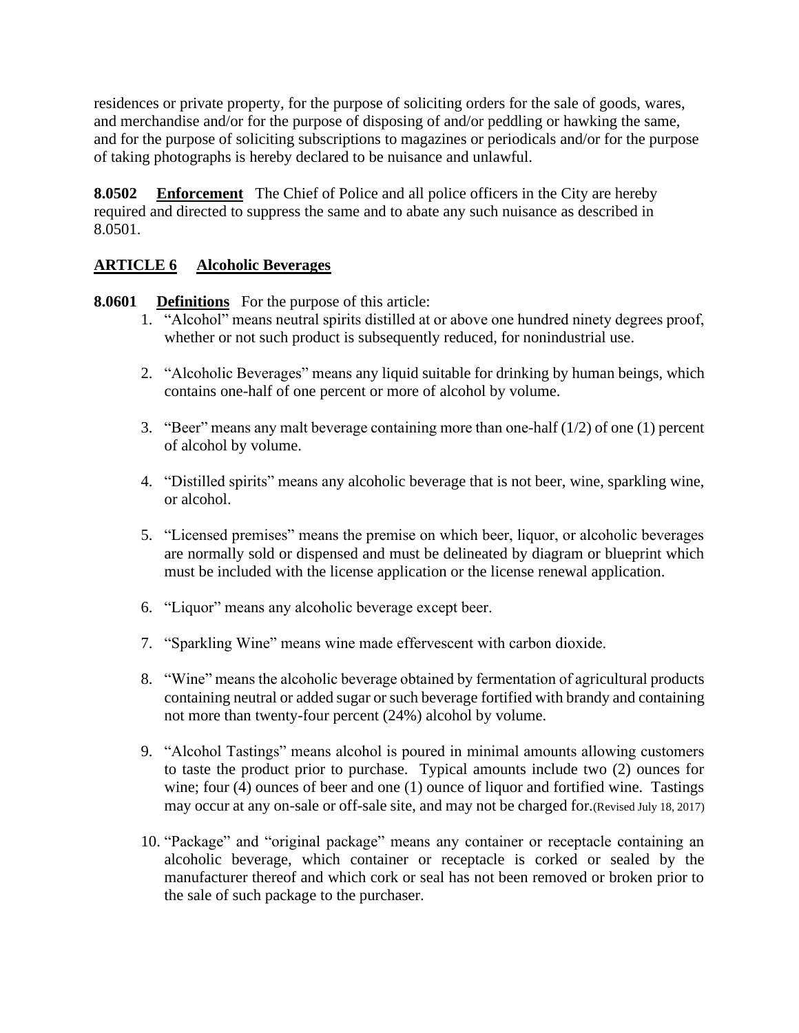residences or private property, for the purpose of soliciting orders for the sale of goods, wares, and merchandise and/or for the purpose of disposing of and/or peddling or hawking the same, and for the purpose of soliciting subscriptions to magazines or periodicals and/or for the purpose of taking photographs is hereby declared to be nuisance and unlawful.

**8.0502 Enforcement** The Chief of Police and all police officers in the City are hereby required and directed to suppress the same and to abate any such nuisance as described in 8.0501.

## ARTICLE 6 Alcoholic Beverages

**8.0601 Definitions** For the purpose of this article:

1. "Alcohol" means neutral spirits distilled at or above one hundred ninety degrees proof, whether or not such product is subsequently reduced, for nonindustrial use.

2. "Alcoholic Beverages" means any liquid suitable for drinking by human beings, which contains one-half of one percent or more of alcohol by volume.

3. "Beer" means any malt beverage containing more than one-half (1/2) of one (1) percent of alcohol by volume.

4. "Distilled spirits" means any alcoholic beverage that is not beer, wine, sparkling wine, or alcohol.

5. "Licensed premises" means the premise on which beer, liquor, or alcoholic beverages are normally sold or dispensed and must be delineated by diagram or blueprint which must be included with the license application or the license renewal application.

6. "Liquor" means any alcoholic beverage except beer.

7. "Sparkling Wine" means wine made effervescent with carbon dioxide.

8. "Wine" means the alcoholic beverage obtained by fermentation of agricultural products containing neutral or added sugar or such beverage fortified with brandy and containing not more than twenty-four percent (24%) alcohol by volume.

9. "Alcohol Tastings" means alcohol is poured in minimal amounts allowing customers to taste the product prior to purchase. Typical amounts include two (2) ounces for wine; four (4) ounces of beer and one (1) ounce of liquor and fortified wine. Tastings may occur at any on-sale or off-sale site, and may not be charged for.(Revised July 18, 2017)

10. "Package" and "original package" means any container or receptacle containing an alcoholic beverage, which container or receptacle is corked or sealed by the manufacturer thereof and which cork or seal has not been removed or broken prior to the sale of such package to the purchaser.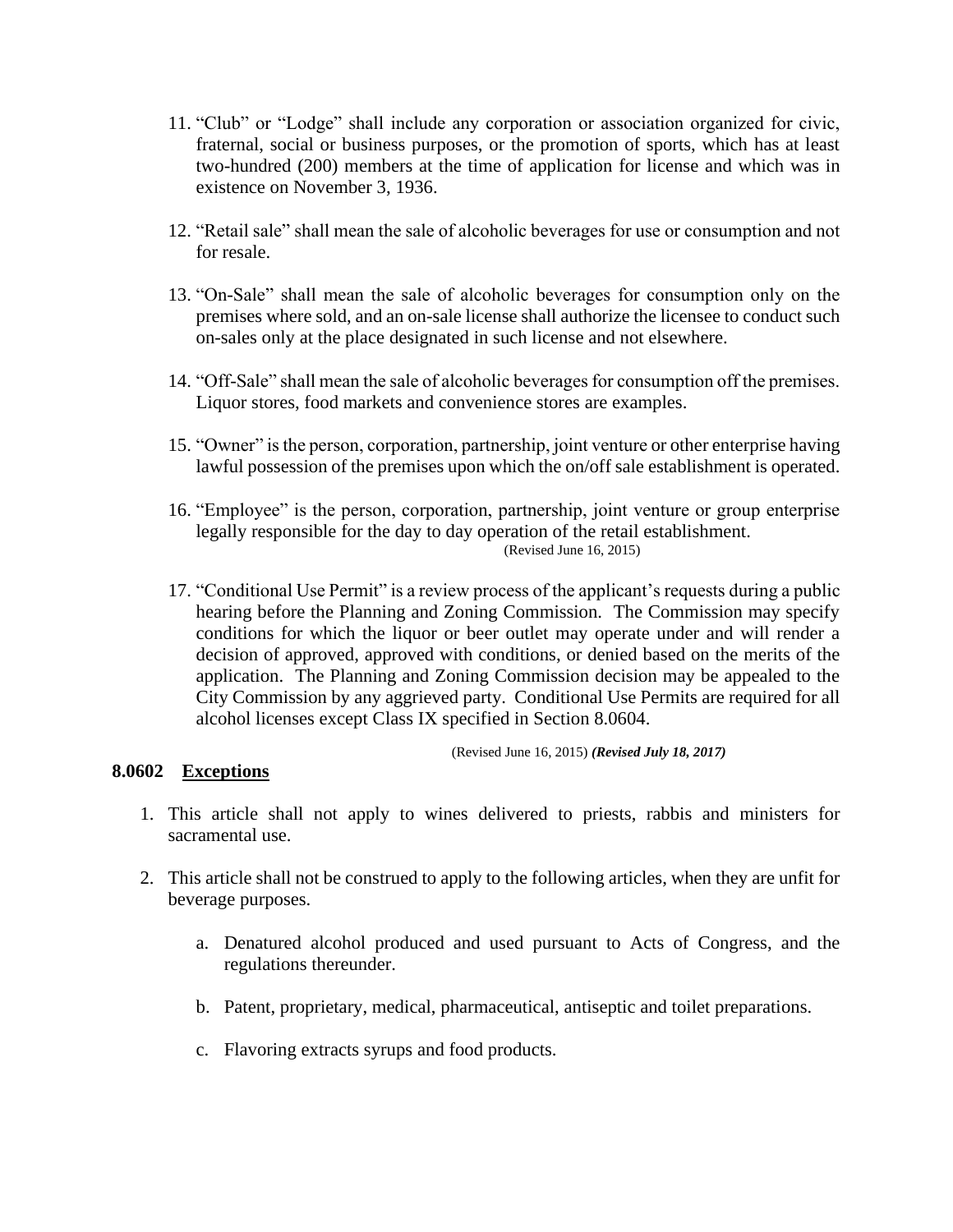11. "Club" or "Lodge" shall include any corporation or association organized for civic, fraternal, social or business purposes, or the promotion of sports, which has at least two-hundred (200) members at the time of application for license and which was in existence on November 3, 1936.

12. "Retail sale" shall mean the sale of alcoholic beverages for use or consumption and not for resale.

13. "On-Sale" shall mean the sale of alcoholic beverages for consumption only on the premises where sold, and an on-sale license shall authorize the licensee to conduct such on-sales only at the place designated in such license and not elsewhere.

14. "Off-Sale" shall mean the sale of alcoholic beverages for consumption off the premises. Liquor stores, food markets and convenience stores are examples.

15. "Owner" is the person, corporation, partnership, joint venture or other enterprise having lawful possession of the premises upon which the on/off sale establishment is operated.

16. "Employee" is the person, corporation, partnership, joint venture or group enterprise legally responsible for the day to day operation of the retail establishment.
(Revised June 16, 2015)

17. "Conditional Use Permit" is a review process of the applicant's requests during a public hearing before the Planning and Zoning Commission. The Commission may specify conditions for which the liquor or beer outlet may operate under and will render a decision of approved, approved with conditions, or denied based on the merits of the application. The Planning and Zoning Commission decision may be appealed to the City Commission by any aggrieved party. Conditional Use Permits are required for all alcohol licenses except Class IX specified in Section 8.0604.

(Revised June 16, 2015) ***(Revised July 18, 2017)***

## 8.0602 <u>Exceptions</u>

1. This article shall not apply to wines delivered to priests, rabbis and ministers for sacramental use.

2. This article shall not be construed to apply to the following articles, when they are unfit for beverage purposes.

    a. Denatured alcohol produced and used pursuant to Acts of Congress, and the regulations thereunder.

    b. Patent, proprietary, medical, pharmaceutical, antiseptic and toilet preparations.

    c. Flavoring extracts syrups and food products.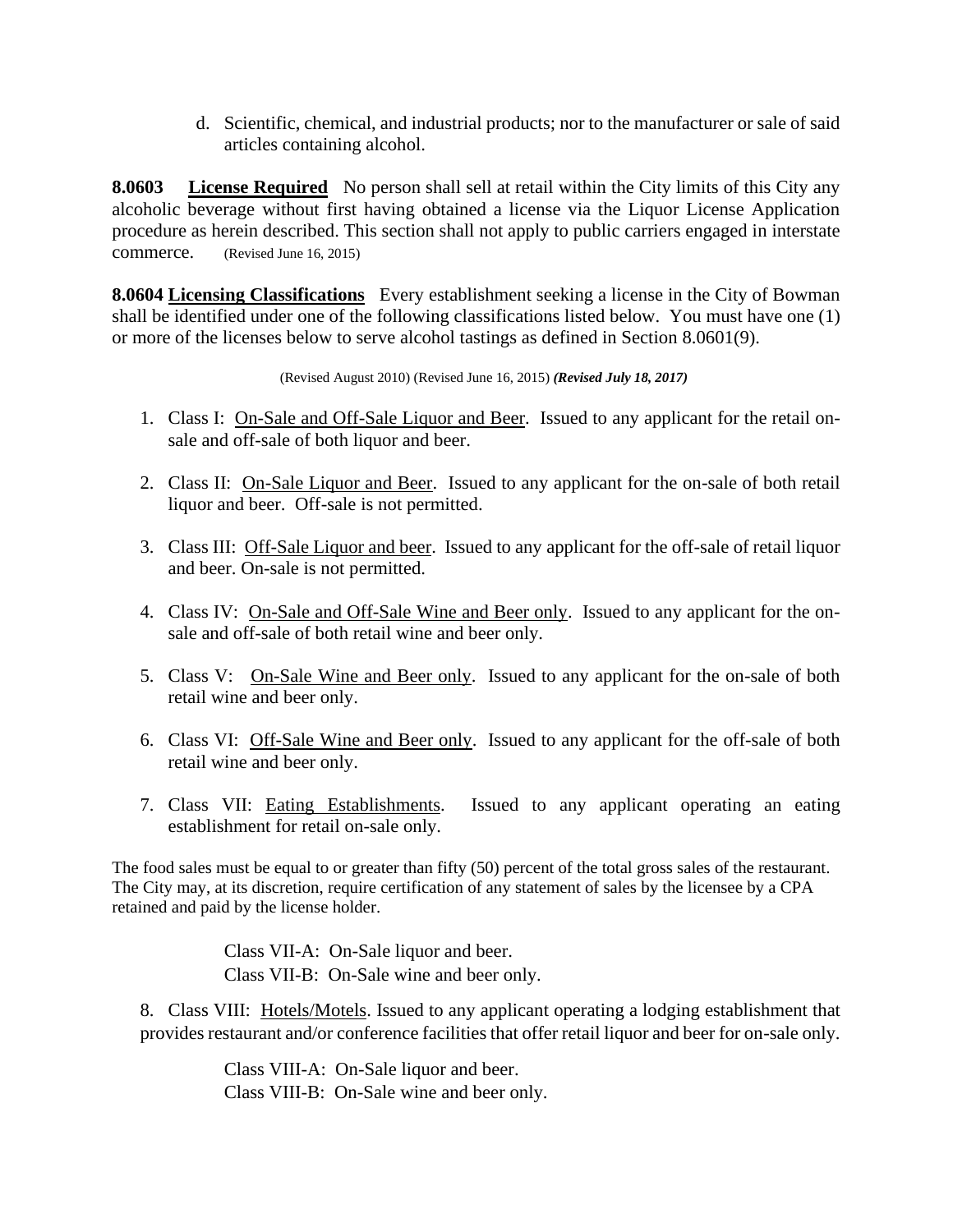d. Scientific, chemical, and industrial products; nor to the manufacturer or sale of said articles containing alcohol.

**8.0603 License Required** No person shall sell at retail within the City limits of this City any alcoholic beverage without first having obtained a license via the Liquor License Application procedure as herein described. This section shall not apply to public carriers engaged in interstate commerce. (Revised June 16, 2015)

**8.0604 Licensing Classifications** Every establishment seeking a license in the City of Bowman shall be identified under one of the following classifications listed below. You must have one (1) or more of the licenses below to serve alcohol tastings as defined in Section 8.0601(9).

(Revised August 2010) (Revised June 16, 2015) ***(Revised July 18, 2017)***

1. Class I: On-Sale and Off-Sale Liquor and Beer. Issued to any applicant for the retail on-sale and off-sale of both liquor and beer.

2. Class II: On-Sale Liquor and Beer. Issued to any applicant for the on-sale of both retail liquor and beer. Off-sale is not permitted.

3. Class III: Off-Sale Liquor and beer. Issued to any applicant for the off-sale of retail liquor and beer. On-sale is not permitted.

4. Class IV: On-Sale and Off-Sale Wine and Beer only. Issued to any applicant for the on-sale and off-sale of both retail wine and beer only.

5. Class V: On-Sale Wine and Beer only. Issued to any applicant for the on-sale of both retail wine and beer only.

6. Class VI: Off-Sale Wine and Beer only. Issued to any applicant for the off-sale of both retail wine and beer only.

7. Class VII: Eating Establishments. Issued to any applicant operating an eating establishment for retail on-sale only.

The food sales must be equal to or greater than fifty (50) percent of the total gross sales of the restaurant. The City may, at its discretion, require certification of any statement of sales by the licensee by a CPA retained and paid by the license holder.

Class VII-A: On-Sale liquor and beer.
Class VII-B: On-Sale wine and beer only.

8. Class VIII: Hotels/Motels. Issued to any applicant operating a lodging establishment that provides restaurant and/or conference facilities that offer retail liquor and beer for on-sale only.

Class VIII-A: On-Sale liquor and beer.
Class VIII-B: On-Sale wine and beer only.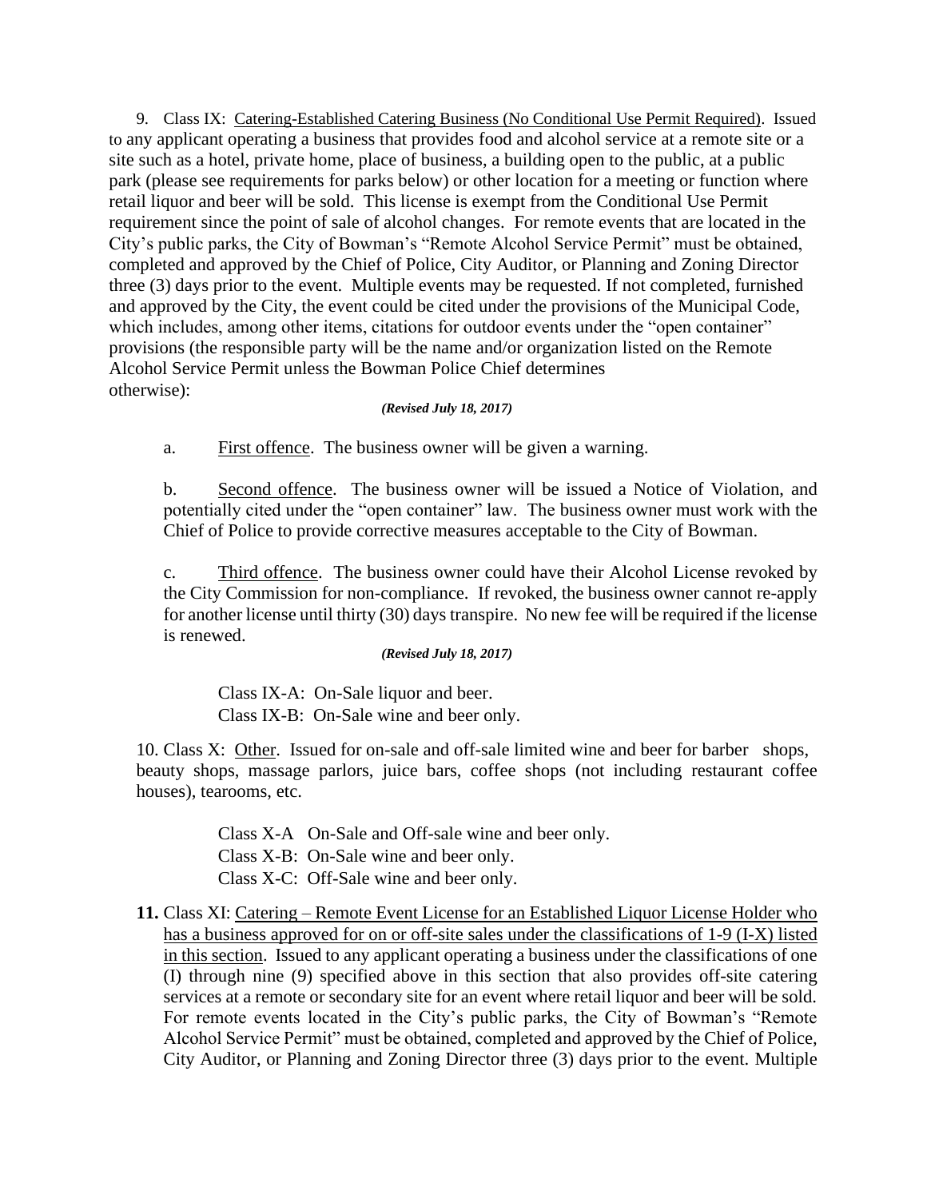9. Class IX: Catering-Established Catering Business (No Conditional Use Permit Required). Issued to any applicant operating a business that provides food and alcohol service at a remote site or a site such as a hotel, private home, place of business, a building open to the public, at a public park (please see requirements for parks below) or other location for a meeting or function where retail liquor and beer will be sold. This license is exempt from the Conditional Use Permit requirement since the point of sale of alcohol changes. For remote events that are located in the City's public parks, the City of Bowman's "Remote Alcohol Service Permit" must be obtained, completed and approved by the Chief of Police, City Auditor, or Planning and Zoning Director three (3) days prior to the event. Multiple events may be requested. If not completed, furnished and approved by the City, the event could be cited under the provisions of the Municipal Code, which includes, among other items, citations for outdoor events under the "open container" provisions (the responsible party will be the name and/or organization listed on the Remote Alcohol Service Permit unless the Bowman Police Chief determines otherwise):

***(Revised July 18, 2017)***

a. First offence. The business owner will be given a warning.

b. Second offence. The business owner will be issued a Notice of Violation, and potentially cited under the "open container" law. The business owner must work with the Chief of Police to provide corrective measures acceptable to the City of Bowman.

c. Third offence. The business owner could have their Alcohol License revoked by the City Commission for non-compliance. If revoked, the business owner cannot re-apply for another license until thirty (30) days transpire. No new fee will be required if the license is renewed.

***(Revised July 18, 2017)***

Class IX-A: On-Sale liquor and beer.
Class IX-B: On-Sale wine and beer only.

10. Class X: Other. Issued for on-sale and off-sale limited wine and beer for barber shops, beauty shops, massage parlors, juice bars, coffee shops (not including restaurant coffee houses), tearooms, etc.

Class X-A On-Sale and Off-sale wine and beer only.
Class X-B: On-Sale wine and beer only.
Class X-C: Off-Sale wine and beer only.

**11.** Class XI: Catering – Remote Event License for an Established Liquor License Holder who has a business approved for on or off-site sales under the classifications of 1-9 (I-X) listed in this section. Issued to any applicant operating a business under the classifications of one (I) through nine (9) specified above in this section that also provides off-site catering services at a remote or secondary site for an event where retail liquor and beer will be sold. For remote events located in the City's public parks, the City of Bowman's "Remote Alcohol Service Permit" must be obtained, completed and approved by the Chief of Police, City Auditor, or Planning and Zoning Director three (3) days prior to the event. Multiple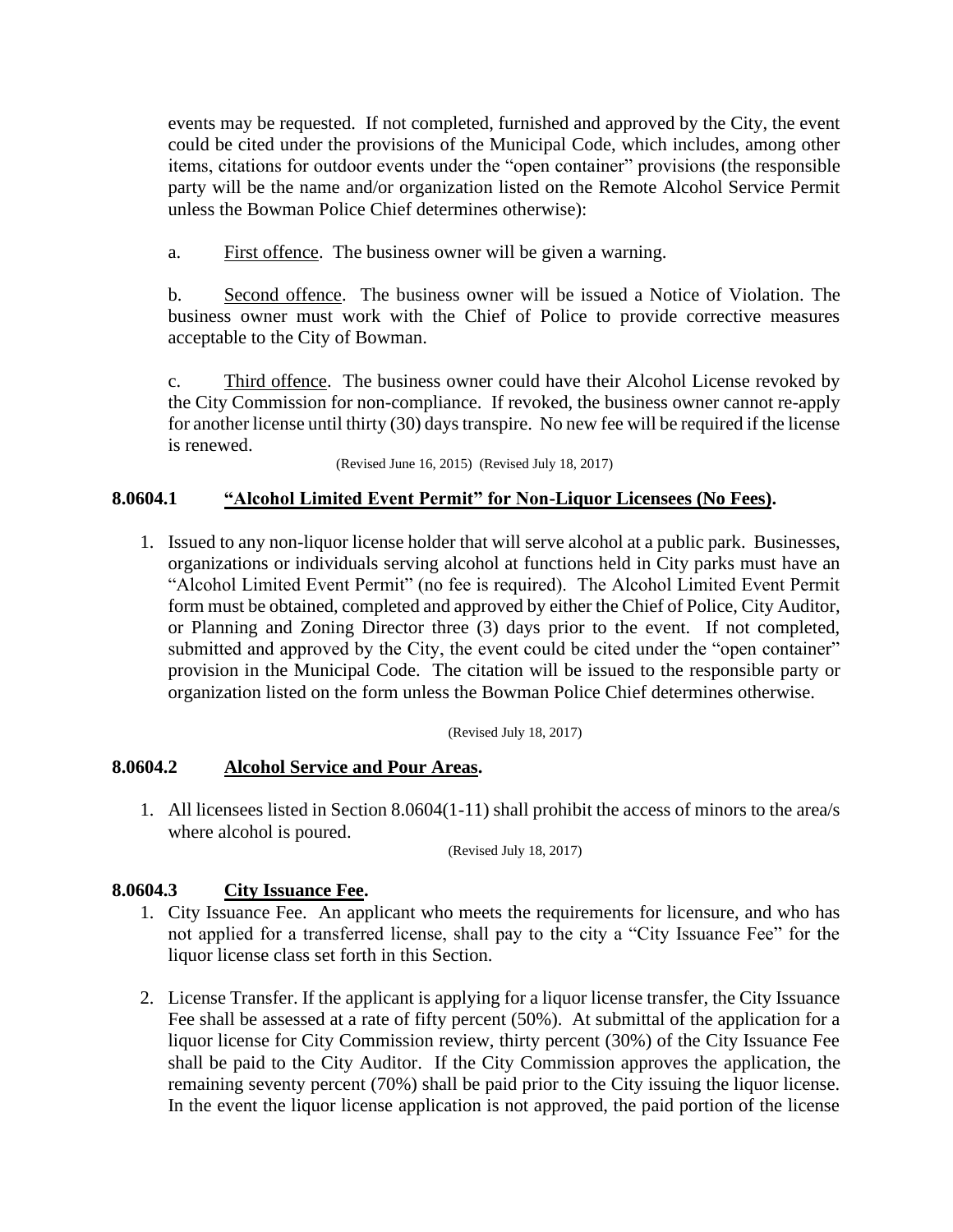events may be requested. If not completed, furnished and approved by the City, the event could be cited under the provisions of the Municipal Code, which includes, among other items, citations for outdoor events under the "open container" provisions (the responsible party will be the name and/or organization listed on the Remote Alcohol Service Permit unless the Bowman Police Chief determines otherwise):

a. First offence. The business owner will be given a warning.

b. Second offence. The business owner will be issued a Notice of Violation. The business owner must work with the Chief of Police to provide corrective measures acceptable to the City of Bowman.

c. Third offence. The business owner could have their Alcohol License revoked by the City Commission for non-compliance. If revoked, the business owner cannot re-apply for another license until thirty (30) days transpire. No new fee will be required if the license is renewed.

(Revised June 16, 2015) (Revised July 18, 2017)

### 8.0604.1 "Alcohol Limited Event Permit" for Non-Liquor Licensees (No Fees).

1. Issued to any non-liquor license holder that will serve alcohol at a public park. Businesses, organizations or individuals serving alcohol at functions held in City parks must have an "Alcohol Limited Event Permit" (no fee is required). The Alcohol Limited Event Permit form must be obtained, completed and approved by either the Chief of Police, City Auditor, or Planning and Zoning Director three (3) days prior to the event. If not completed, submitted and approved by the City, the event could be cited under the "open container" provision in the Municipal Code. The citation will be issued to the responsible party or organization listed on the form unless the Bowman Police Chief determines otherwise.

(Revised July 18, 2017)

### 8.0604.2 Alcohol Service and Pour Areas.

1. All licensees listed in Section 8.0604(1-11) shall prohibit the access of minors to the area/s where alcohol is poured.

(Revised July 18, 2017)

### 8.0604.3 City Issuance Fee.

1. City Issuance Fee. An applicant who meets the requirements for licensure, and who has not applied for a transferred license, shall pay to the city a "City Issuance Fee" for the liquor license class set forth in this Section.

2. License Transfer. If the applicant is applying for a liquor license transfer, the City Issuance Fee shall be assessed at a rate of fifty percent (50%). At submittal of the application for a liquor license for City Commission review, thirty percent (30%) of the City Issuance Fee shall be paid to the City Auditor. If the City Commission approves the application, the remaining seventy percent (70%) shall be paid prior to the City issuing the liquor license. In the event the liquor license application is not approved, the paid portion of the license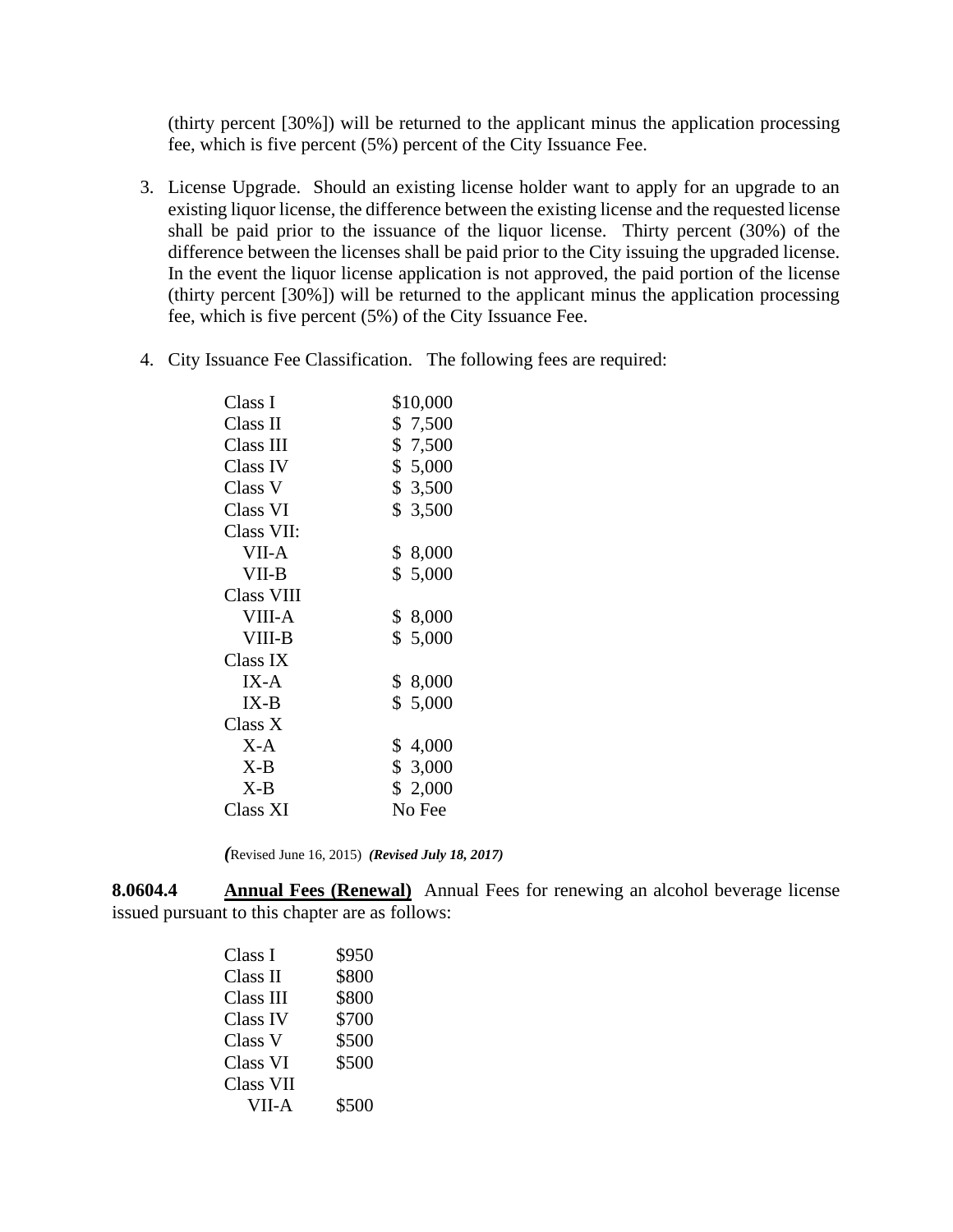(thirty percent [30%]) will be returned to the applicant minus the application processing fee, which is five percent (5%) percent of the City Issuance Fee.

3. License Upgrade. Should an existing license holder want to apply for an upgrade to an existing liquor license, the difference between the existing license and the requested license shall be paid prior to the issuance of the liquor license. Thirty percent (30%) of the difference between the licenses shall be paid prior to the City issuing the upgraded license. In the event the liquor license application is not approved, the paid portion of the license (thirty percent [30%]) will be returned to the applicant minus the application processing fee, which is five percent (5%) of the City Issuance Fee.

4. City Issuance Fee Classification. The following fees are required:

| | |
|---|---|
| Class I | $10,000 |
| Class II | $ 7,500 |
| Class III | $ 7,500 |
| Class IV | $ 5,000 |
| Class V | $ 3,500 |
| Class VI | $ 3,500 |
| Class VII: | |
| VII-A | $ 8,000 |
| VII-B | $ 5,000 |
| Class VIII | |
| VIII-A | $ 8,000 |
| VIII-B | $ 5,000 |
| Class IX | |
| IX-A | $ 8,000 |
| IX-B | $ 5,000 |
| Class X | |
| X-A | $ 4,000 |
| X-B | $ 3,000 |
| X-B | $ 2,000 |
| Class XI | No Fee |

(Revised June 16, 2015) ***(Revised July 18, 2017)***

**8.0604.4** **Annual Fees (Renewal)** Annual Fees for renewing an alcohol beverage license issued pursuant to this chapter are as follows:

| | |
|---|---|
| Class I | $950 |
| Class II | $800 |
| Class III | $800 |
| Class IV | $700 |
| Class V | $500 |
| Class VI | $500 |
| Class VII | |
| VII-A | $500 |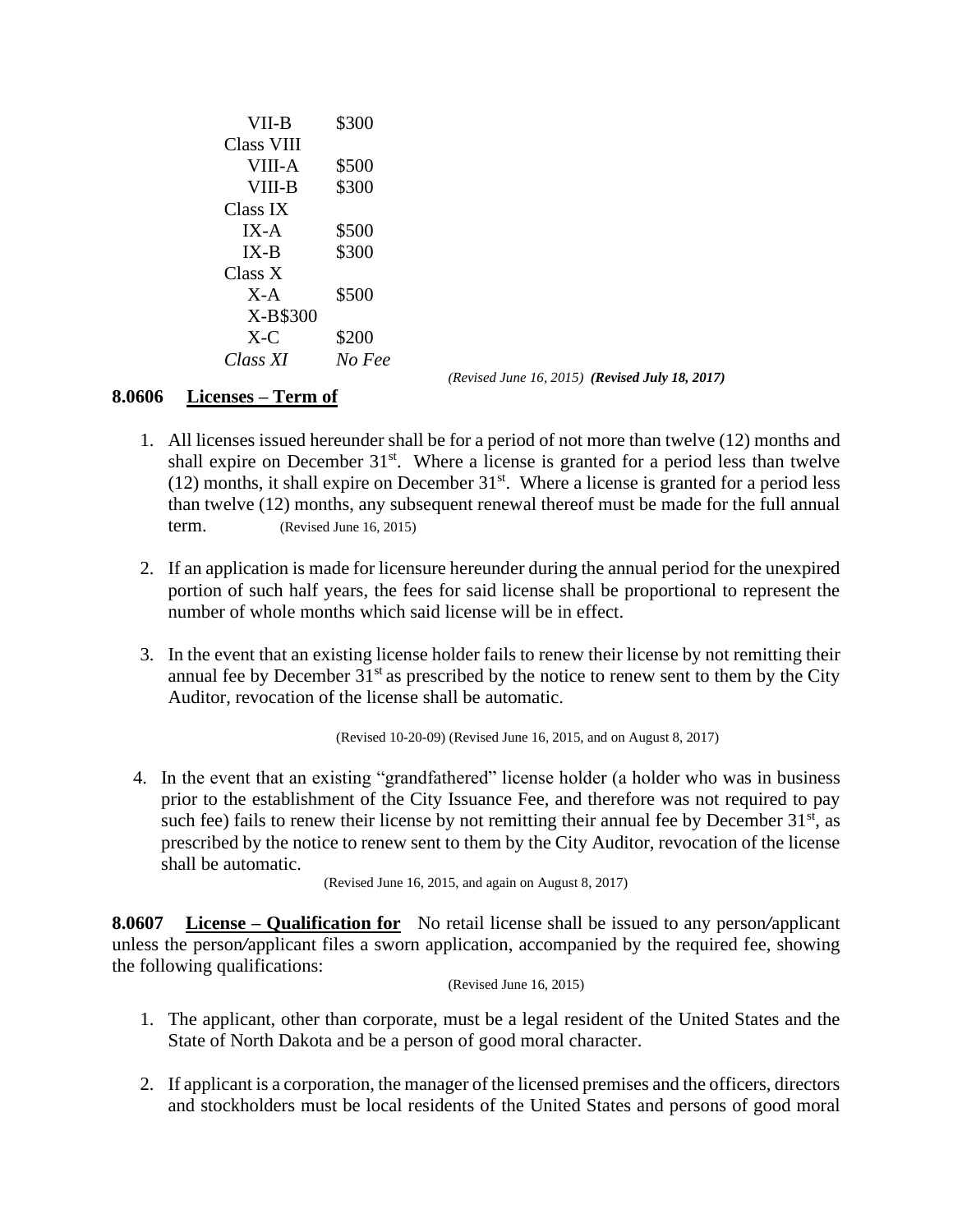| | |
|---|---|
| VII-B | $300 |
| Class VIII | |
| VIII-A | $500 |
| VIII-B | $300 |
| Class IX | |
| IX-A | $500 |
| IX-B | $300 |
| Class X | |
| X-A | $500 |
| X-B | $300 |
| X-C | $200 |
| *Class XI* | *No Fee* |

*(Revised June 16, 2015)* ***(Revised July 18, 2017)***

**8.0606 Licenses – Term of**

1. All licenses issued hereunder shall be for a period of not more than twelve (12) months and shall expire on December 31st. Where a license is granted for a period less than twelve (12) months, it shall expire on December 31st. Where a license is granted for a period less than twelve (12) months, any subsequent renewal thereof must be made for the full annual term. (Revised June 16, 2015)

2. If an application is made for licensure hereunder during the annual period for the unexpired portion of such half years, the fees for said license shall be proportional to represent the number of whole months which said license will be in effect.

3. In the event that an existing license holder fails to renew their license by not remitting their annual fee by December 31st as prescribed by the notice to renew sent to them by the City Auditor, revocation of the license shall be automatic.

(Revised 10-20-09) (Revised June 16, 2015, and on August 8, 2017)

4. In the event that an existing "grandfathered" license holder (a holder who was in business prior to the establishment of the City Issuance Fee, and therefore was not required to pay such fee) fails to renew their license by not remitting their annual fee by December 31st, as prescribed by the notice to renew sent to them by the City Auditor, revocation of the license shall be automatic.

(Revised June 16, 2015, and again on August 8, 2017)

**8.0607 License – Qualification for** No retail license shall be issued to any person/applicant unless the person/applicant files a sworn application, accompanied by the required fee, showing the following qualifications:

(Revised June 16, 2015)

1. The applicant, other than corporate, must be a legal resident of the United States and the State of North Dakota and be a person of good moral character.

2. If applicant is a corporation, the manager of the licensed premises and the officers, directors and stockholders must be local residents of the United States and persons of good moral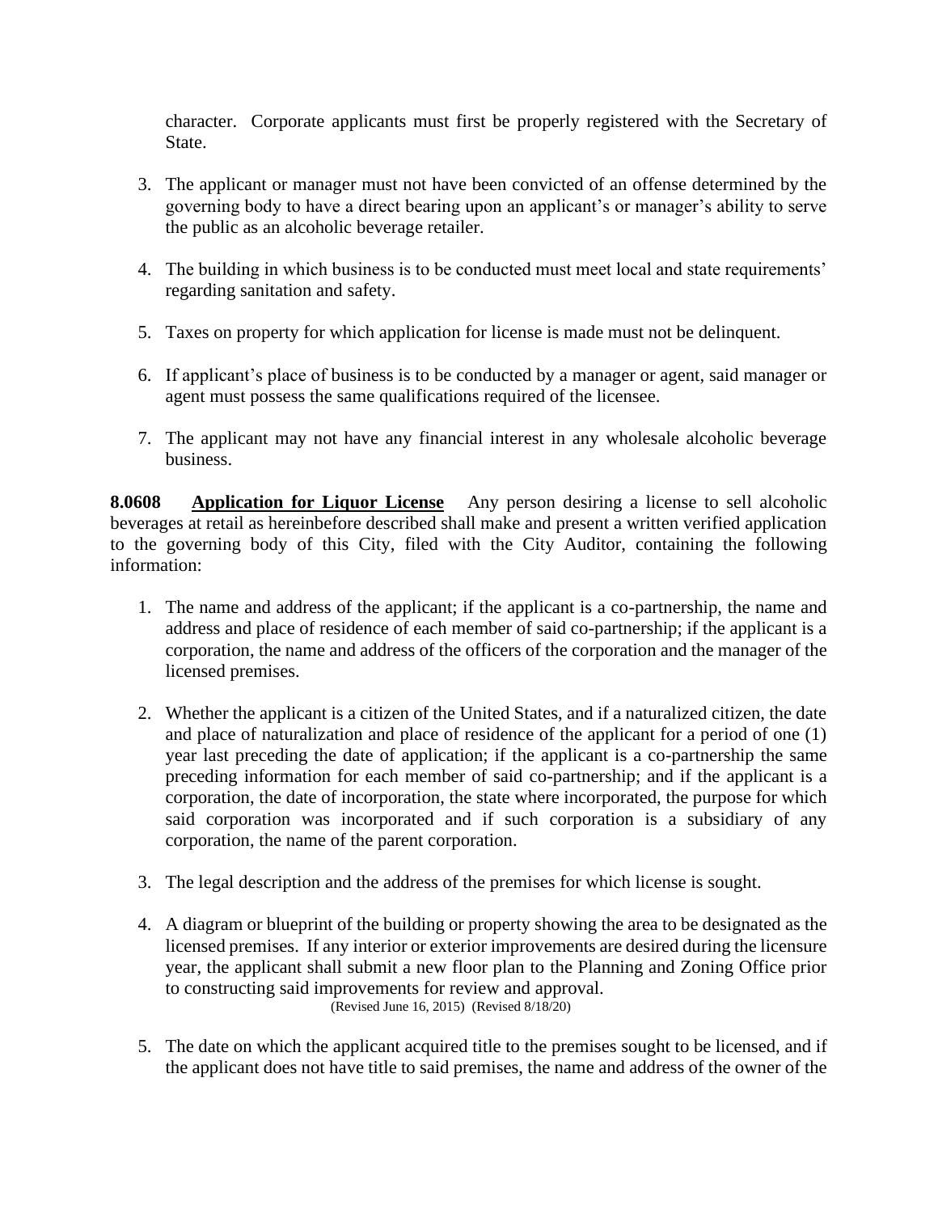character. Corporate applicants must first be properly registered with the Secretary of State.

3. The applicant or manager must not have been convicted of an offense determined by the governing body to have a direct bearing upon an applicant's or manager's ability to serve the public as an alcoholic beverage retailer.

4. The building in which business is to be conducted must meet local and state requirements' regarding sanitation and safety.

5. Taxes on property for which application for license is made must not be delinquent.

6. If applicant's place of business is to be conducted by a manager or agent, said manager or agent must possess the same qualifications required of the licensee.

7. The applicant may not have any financial interest in any wholesale alcoholic beverage business.

**8.0608 <u>Application for Liquor License</u>** Any person desiring a license to sell alcoholic beverages at retail as hereinbefore described shall make and present a written verified application to the governing body of this City, filed with the City Auditor, containing the following information:

1. The name and address of the applicant; if the applicant is a co-partnership, the name and address and place of residence of each member of said co-partnership; if the applicant is a corporation, the name and address of the officers of the corporation and the manager of the licensed premises.

2. Whether the applicant is a citizen of the United States, and if a naturalized citizen, the date and place of naturalization and place of residence of the applicant for a period of one (1) year last preceding the date of application; if the applicant is a co-partnership the same preceding information for each member of said co-partnership; and if the applicant is a corporation, the date of incorporation, the state where incorporated, the purpose for which said corporation was incorporated and if such corporation is a subsidiary of any corporation, the name of the parent corporation.

3. The legal description and the address of the premises for which license is sought.

4. A diagram or blueprint of the building or property showing the area to be designated as the licensed premises. If any interior or exterior improvements are desired during the licensure year, the applicant shall submit a new floor plan to the Planning and Zoning Office prior to constructing said improvements for review and approval.
(Revised June 16, 2015) (Revised 8/18/20)

5. The date on which the applicant acquired title to the premises sought to be licensed, and if the applicant does not have title to said premises, the name and address of the owner of the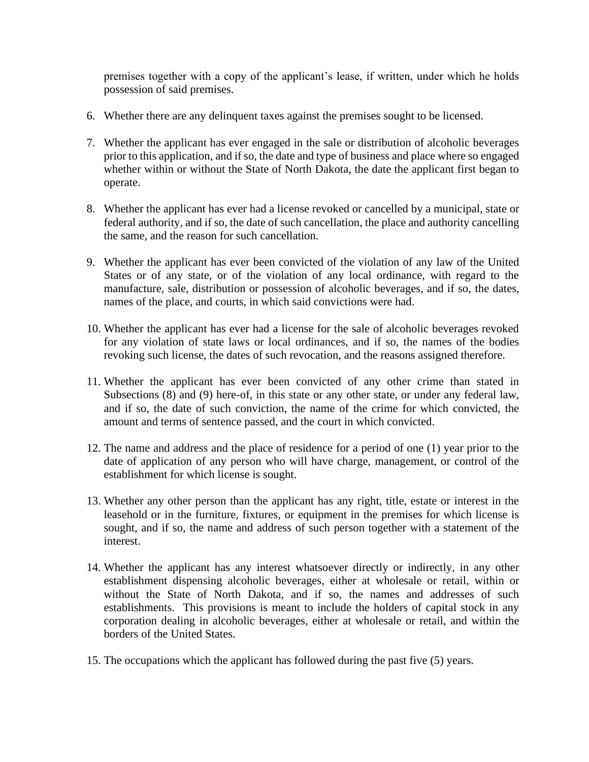premises together with a copy of the applicant's lease, if written, under which he holds possession of said premises.

6. Whether there are any delinquent taxes against the premises sought to be licensed.

7. Whether the applicant has ever engaged in the sale or distribution of alcoholic beverages prior to this application, and if so, the date and type of business and place where so engaged whether within or without the State of North Dakota, the date the applicant first began to operate.

8. Whether the applicant has ever had a license revoked or cancelled by a municipal, state or federal authority, and if so, the date of such cancellation, the place and authority cancelling the same, and the reason for such cancellation.

9. Whether the applicant has ever been convicted of the violation of any law of the United States or of any state, or of the violation of any local ordinance, with regard to the manufacture, sale, distribution or possession of alcoholic beverages, and if so, the dates, names of the place, and courts, in which said convictions were had.

10. Whether the applicant has ever had a license for the sale of alcoholic beverages revoked for any violation of state laws or local ordinances, and if so, the names of the bodies revoking such license, the dates of such revocation, and the reasons assigned therefore.

11. Whether the applicant has ever been convicted of any other crime than stated in Subsections (8) and (9) here-of, in this state or any other state, or under any federal law, and if so, the date of such conviction, the name of the crime for which convicted, the amount and terms of sentence passed, and the court in which convicted.

12. The name and address and the place of residence for a period of one (1) year prior to the date of application of any person who will have charge, management, or control of the establishment for which license is sought.

13. Whether any other person than the applicant has any right, title, estate or interest in the leasehold or in the furniture, fixtures, or equipment in the premises for which license is sought, and if so, the name and address of such person together with a statement of the interest.

14. Whether the applicant has any interest whatsoever directly or indirectly, in any other establishment dispensing alcoholic beverages, either at wholesale or retail, within or without the State of North Dakota, and if so, the names and addresses of such establishments. This provisions is meant to include the holders of capital stock in any corporation dealing in alcoholic beverages, either at wholesale or retail, and within the borders of the United States.

15. The occupations which the applicant has followed during the past five (5) years.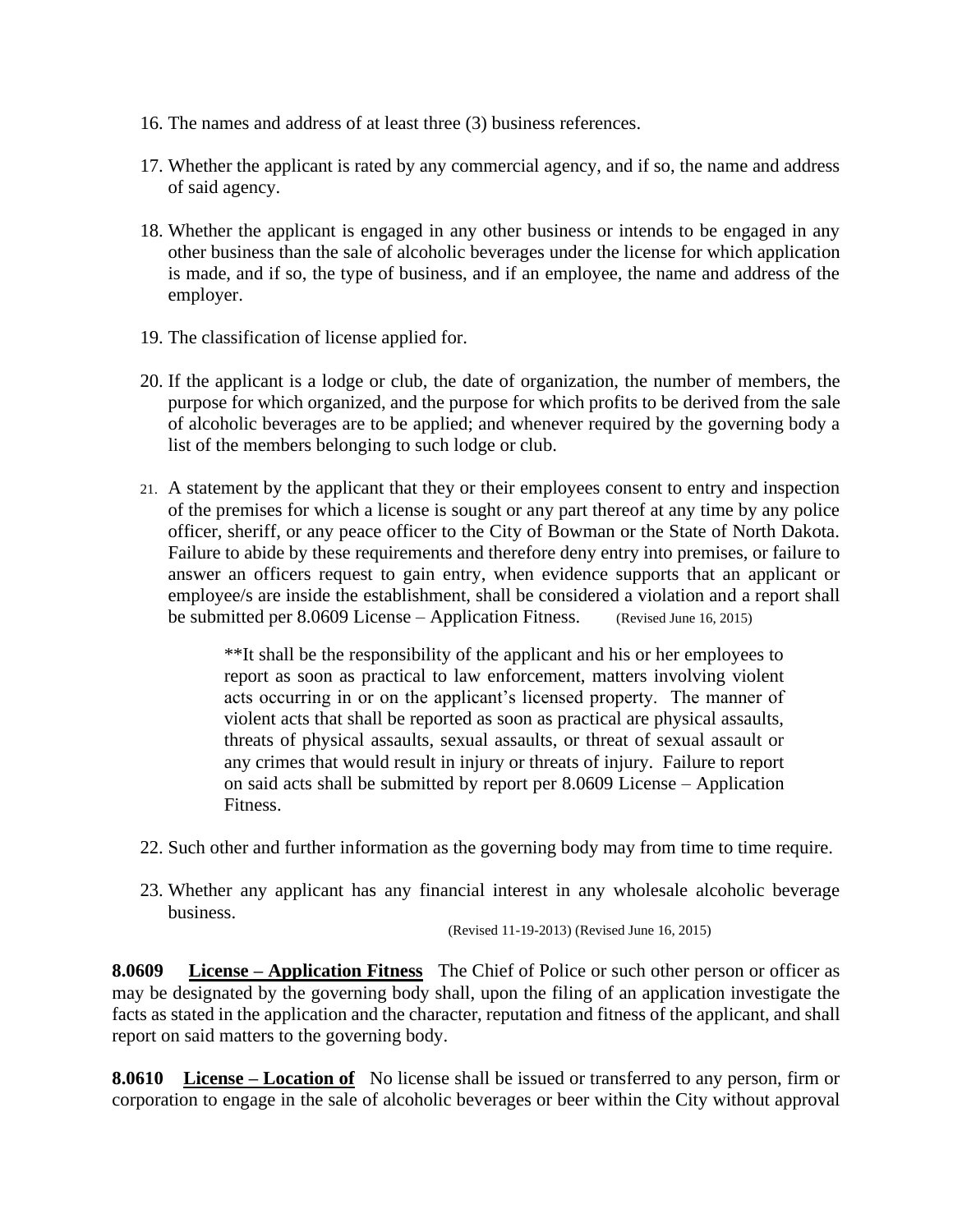16. The names and address of at least three (3) business references.

17. Whether the applicant is rated by any commercial agency, and if so, the name and address of said agency.

18. Whether the applicant is engaged in any other business or intends to be engaged in any other business than the sale of alcoholic beverages under the license for which application is made, and if so, the type of business, and if an employee, the name and address of the employer.

19. The classification of license applied for.

20. If the applicant is a lodge or club, the date of organization, the number of members, the purpose for which organized, and the purpose for which profits to be derived from the sale of alcoholic beverages are to be applied; and whenever required by the governing body a list of the members belonging to such lodge or club.

21. A statement by the applicant that they or their employees consent to entry and inspection of the premises for which a license is sought or any part thereof at any time by any police officer, sheriff, or any peace officer to the City of Bowman or the State of North Dakota. Failure to abide by these requirements and therefore deny entry into premises, or failure to answer an officers request to gain entry, when evidence supports that an applicant or employee/s are inside the establishment, shall be considered a violation and a report shall be submitted per 8.0609 License – Application Fitness. (Revised June 16, 2015)

    **It shall be the responsibility of the applicant and his or her employees to report as soon as practical to law enforcement, matters involving violent acts occurring in or on the applicant's licensed property. The manner of violent acts that shall be reported as soon as practical are physical assaults, threats of physical assaults, sexual assaults, or threat of sexual assault or any crimes that would result in injury or threats of injury. Failure to report on said acts shall be submitted by report per 8.0609 License – Application Fitness.

22. Such other and further information as the governing body may from time to time require.

23. Whether any applicant has any financial interest in any wholesale alcoholic beverage business.

(Revised 11-19-2013) (Revised June 16, 2015)

**8.0609 License – Application Fitness** The Chief of Police or such other person or officer as may be designated by the governing body shall, upon the filing of an application investigate the facts as stated in the application and the character, reputation and fitness of the applicant, and shall report on said matters to the governing body.

**8.0610 License – Location of** No license shall be issued or transferred to any person, firm or corporation to engage in the sale of alcoholic beverages or beer within the City without approval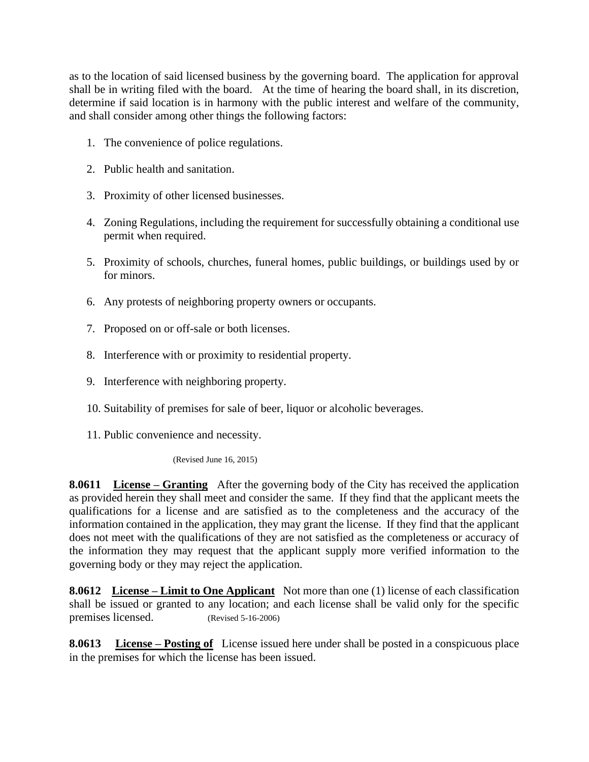as to the location of said licensed business by the governing board. The application for approval shall be in writing filed with the board. At the time of hearing the board shall, in its discretion, determine if said location is in harmony with the public interest and welfare of the community, and shall consider among other things the following factors:

1. The convenience of police regulations.
2. Public health and sanitation.
3. Proximity of other licensed businesses.
4. Zoning Regulations, including the requirement for successfully obtaining a conditional use permit when required.
5. Proximity of schools, churches, funeral homes, public buildings, or buildings used by or for minors.
6. Any protests of neighboring property owners or occupants.
7. Proposed on or off-sale or both licenses.
8. Interference with or proximity to residential property.
9. Interference with neighboring property.
10. Suitability of premises for sale of beer, liquor or alcoholic beverages.
11. Public convenience and necessity.

(Revised June 16, 2015)

**8.0611 <u>License – Granting</u>** After the governing body of the City has received the application as provided herein they shall meet and consider the same. If they find that the applicant meets the qualifications for a license and are satisfied as to the completeness and the accuracy of the information contained in the application, they may grant the license. If they find that the applicant does not meet with the qualifications of they are not satisfied as the completeness or accuracy of the information they may request that the applicant supply more verified information to the governing body or they may reject the application.

**8.0612 <u>License – Limit to One Applicant</u>** Not more than one (1) license of each classification shall be issued or granted to any location; and each license shall be valid only for the specific premises licensed. (Revised 5-16-2006)

**8.0613 <u>License – Posting of</u>** License issued here under shall be posted in a conspicuous place in the premises for which the license has been issued.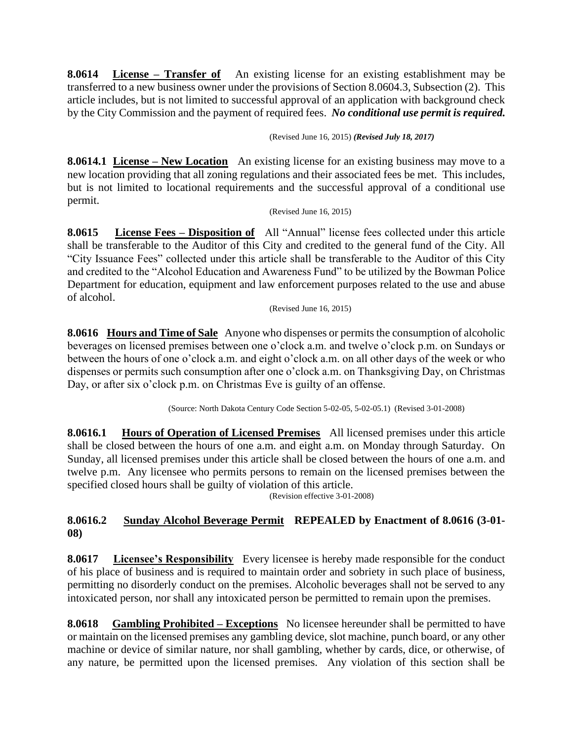**8.0614** **License – Transfer of** An existing license for an existing establishment may be transferred to a new business owner under the provisions of Section 8.0604.3, Subsection (2). This article includes, but is not limited to successful approval of an application with background check by the City Commission and the payment of required fees. ***No conditional use permit is required.***

(Revised June 16, 2015) ***(Revised July 18, 2017)***

**8.0614.1** **License – New Location** An existing license for an existing business may move to a new location providing that all zoning regulations and their associated fees be met. This includes, but is not limited to locational requirements and the successful approval of a conditional use permit.

(Revised June 16, 2015)

**8.0615** **License Fees – Disposition of** All "Annual" license fees collected under this article shall be transferable to the Auditor of this City and credited to the general fund of the City. All "City Issuance Fees" collected under this article shall be transferable to the Auditor of this City and credited to the "Alcohol Education and Awareness Fund" to be utilized by the Bowman Police Department for education, equipment and law enforcement purposes related to the use and abuse of alcohol.

(Revised June 16, 2015)

**8.0616** **Hours and Time of Sale** Anyone who dispenses or permits the consumption of alcoholic beverages on licensed premises between one o'clock a.m. and twelve o'clock p.m. on Sundays or between the hours of one o'clock a.m. and eight o'clock a.m. on all other days of the week or who dispenses or permits such consumption after one o'clock a.m. on Thanksgiving Day, on Christmas Day, or after six o'clock p.m. on Christmas Eve is guilty of an offense.

(Source: North Dakota Century Code Section 5-02-05, 5-02-05.1) (Revised 3-01-2008)

**8.0616.1** **Hours of Operation of Licensed Premises** All licensed premises under this article shall be closed between the hours of one a.m. and eight a.m. on Monday through Saturday. On Sunday, all licensed premises under this article shall be closed between the hours of one a.m. and twelve p.m. Any licensee who permits persons to remain on the licensed premises between the specified closed hours shall be guilty of violation of this article.

(Revision effective 3-01-2008)

**8.0616.2** **Sunday Alcohol Beverage Permit** **REPEALED by Enactment of 8.0616 (3-01-08)**

**8.0617** **Licensee's Responsibility** Every licensee is hereby made responsible for the conduct of his place of business and is required to maintain order and sobriety in such place of business, permitting no disorderly conduct on the premises. Alcoholic beverages shall not be served to any intoxicated person, nor shall any intoxicated person be permitted to remain upon the premises.

**8.0618** **Gambling Prohibited – Exceptions** No licensee hereunder shall be permitted to have or maintain on the licensed premises any gambling device, slot machine, punch board, or any other machine or device of similar nature, nor shall gambling, whether by cards, dice, or otherwise, of any nature, be permitted upon the licensed premises. Any violation of this section shall be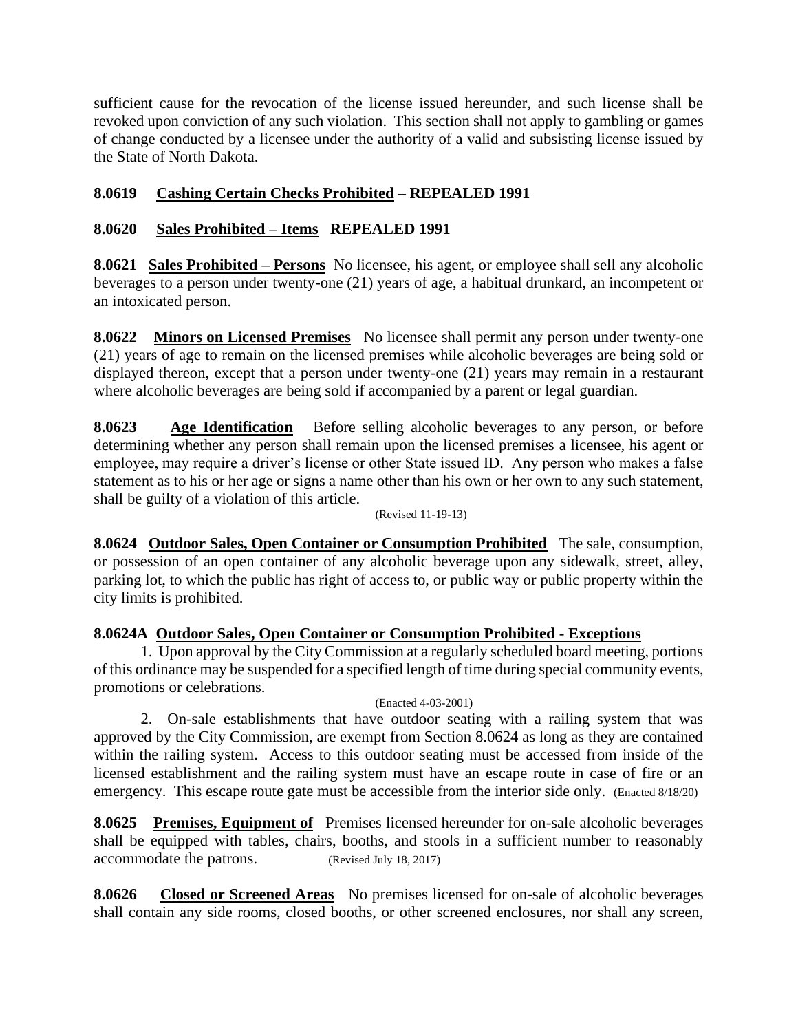sufficient cause for the revocation of the license issued hereunder, and such license shall be revoked upon conviction of any such violation. This section shall not apply to gambling or games of change conducted by a licensee under the authority of a valid and subsisting license issued by the State of North Dakota.

**8.0619 Cashing Certain Checks Prohibited – REPEALED 1991**

**8.0620 Sales Prohibited – Items REPEALED 1991**

**8.0621 Sales Prohibited – Persons** No licensee, his agent, or employee shall sell any alcoholic beverages to a person under twenty-one (21) years of age, a habitual drunkard, an incompetent or an intoxicated person.

**8.0622 Minors on Licensed Premises** No licensee shall permit any person under twenty-one (21) years of age to remain on the licensed premises while alcoholic beverages are being sold or displayed thereon, except that a person under twenty-one (21) years may remain in a restaurant where alcoholic beverages are being sold if accompanied by a parent or legal guardian.

**8.0623 Age Identification** Before selling alcoholic beverages to any person, or before determining whether any person shall remain upon the licensed premises a licensee, his agent or employee, may require a driver's license or other State issued ID. Any person who makes a false statement as to his or her age or signs a name other than his own or her own to any such statement, shall be guilty of a violation of this article.

(Revised 11-19-13)

**8.0624 Outdoor Sales, Open Container or Consumption Prohibited** The sale, consumption, or possession of an open container of any alcoholic beverage upon any sidewalk, street, alley, parking lot, to which the public has right of access to, or public way or public property within the city limits is prohibited.

**8.0624A Outdoor Sales, Open Container or Consumption Prohibited - Exceptions**

1. Upon approval by the City Commission at a regularly scheduled board meeting, portions of this ordinance may be suspended for a specified length of time during special community events, promotions or celebrations.

(Enacted 4-03-2001)

2. On-sale establishments that have outdoor seating with a railing system that was approved by the City Commission, are exempt from Section 8.0624 as long as they are contained within the railing system. Access to this outdoor seating must be accessed from inside of the licensed establishment and the railing system must have an escape route in case of fire or an emergency. This escape route gate must be accessible from the interior side only. (Enacted 8/18/20)

**8.0625 Premises, Equipment of** Premises licensed hereunder for on-sale alcoholic beverages shall be equipped with tables, chairs, booths, and stools in a sufficient number to reasonably accommodate the patrons. (Revised July 18, 2017)

**8.0626 Closed or Screened Areas** No premises licensed for on-sale of alcoholic beverages shall contain any side rooms, closed booths, or other screened enclosures, nor shall any screen,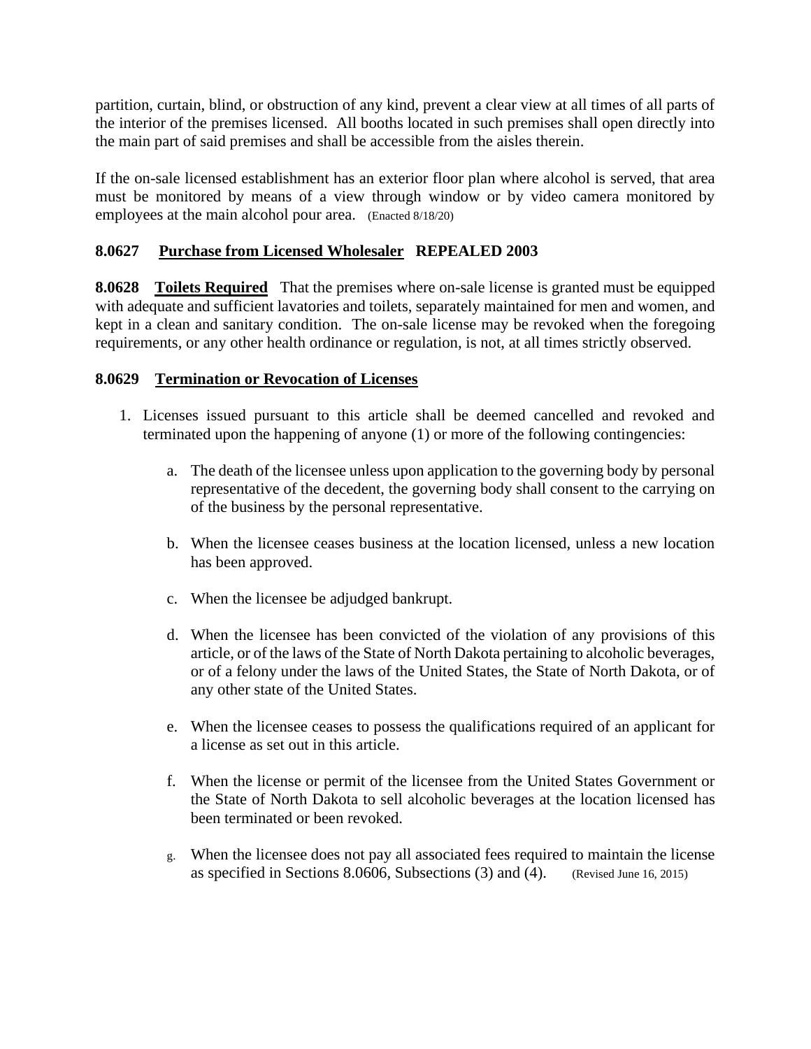partition, curtain, blind, or obstruction of any kind, prevent a clear view at all times of all parts of the interior of the premises licensed. All booths located in such premises shall open directly into the main part of said premises and shall be accessible from the aisles therein.

If the on-sale licensed establishment has an exterior floor plan where alcohol is served, that area must be monitored by means of a view through window or by video camera monitored by employees at the main alcohol pour area. (Enacted 8/18/20)

**8.0627 Purchase from Licensed Wholesaler REPEALED 2003**

**8.0628 Toilets Required** That the premises where on-sale license is granted must be equipped with adequate and sufficient lavatories and toilets, separately maintained for men and women, and kept in a clean and sanitary condition. The on-sale license may be revoked when the foregoing requirements, or any other health ordinance or regulation, is not, at all times strictly observed.

**8.0629 Termination or Revocation of Licenses**

1. Licenses issued pursuant to this article shall be deemed cancelled and revoked and terminated upon the happening of anyone (1) or more of the following contingencies:

   a. The death of the licensee unless upon application to the governing body by personal representative of the decedent, the governing body shall consent to the carrying on of the business by the personal representative.

   b. When the licensee ceases business at the location licensed, unless a new location has been approved.

   c. When the licensee be adjudged bankrupt.

   d. When the licensee has been convicted of the violation of any provisions of this article, or of the laws of the State of North Dakota pertaining to alcoholic beverages, or of a felony under the laws of the United States, the State of North Dakota, or of any other state of the United States.

   e. When the licensee ceases to possess the qualifications required of an applicant for a license as set out in this article.

   f. When the license or permit of the licensee from the United States Government or the State of North Dakota to sell alcoholic beverages at the location licensed has been terminated or been revoked.

   g. When the licensee does not pay all associated fees required to maintain the license as specified in Sections 8.0606, Subsections (3) and (4). (Revised June 16, 2015)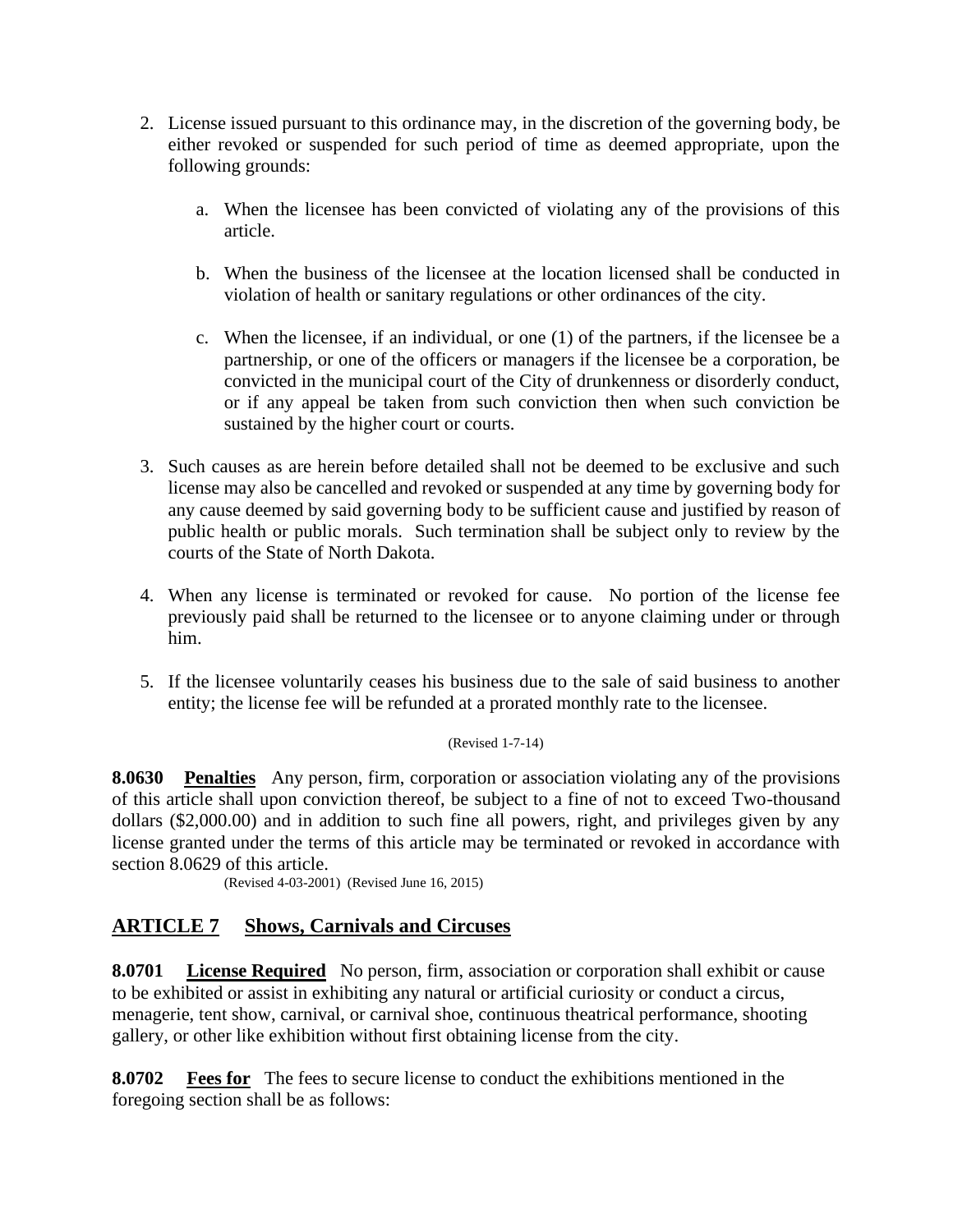2. License issued pursuant to this ordinance may, in the discretion of the governing body, be either revoked or suspended for such period of time as deemed appropriate, upon the following grounds:

   a. When the licensee has been convicted of violating any of the provisions of this article.

   b. When the business of the licensee at the location licensed shall be conducted in violation of health or sanitary regulations or other ordinances of the city.

   c. When the licensee, if an individual, or one (1) of the partners, if the licensee be a partnership, or one of the officers or managers if the licensee be a corporation, be convicted in the municipal court of the City of drunkenness or disorderly conduct, or if any appeal be taken from such conviction then when such conviction be sustained by the higher court or courts.

3. Such causes as are herein before detailed shall not be deemed to be exclusive and such license may also be cancelled and revoked or suspended at any time by governing body for any cause deemed by said governing body to be sufficient cause and justified by reason of public health or public morals. Such termination shall be subject only to review by the courts of the State of North Dakota.

4. When any license is terminated or revoked for cause. No portion of the license fee previously paid shall be returned to the licensee or to anyone claiming under or through him.

5. If the licensee voluntarily ceases his business due to the sale of said business to another entity; the license fee will be refunded at a prorated monthly rate to the licensee.

(Revised 1-7-14)

**8.0630** **Penalties** Any person, firm, corporation or association violating any of the provisions of this article shall upon conviction thereof, be subject to a fine of not to exceed Two-thousand dollars ($2,000.00) and in addition to such fine all powers, right, and privileges given by any license granted under the terms of this article may be terminated or revoked in accordance with section 8.0629 of this article.

(Revised 4-03-2001) (Revised June 16, 2015)

## ARTICLE 7 Shows, Carnivals and Circuses

**8.0701** **License Required** No person, firm, association or corporation shall exhibit or cause to be exhibited or assist in exhibiting any natural or artificial curiosity or conduct a circus, menagerie, tent show, carnival, or carnival shoe, continuous theatrical performance, shooting gallery, or other like exhibition without first obtaining license from the city.

**8.0702** **Fees for** The fees to secure license to conduct the exhibitions mentioned in the foregoing section shall be as follows: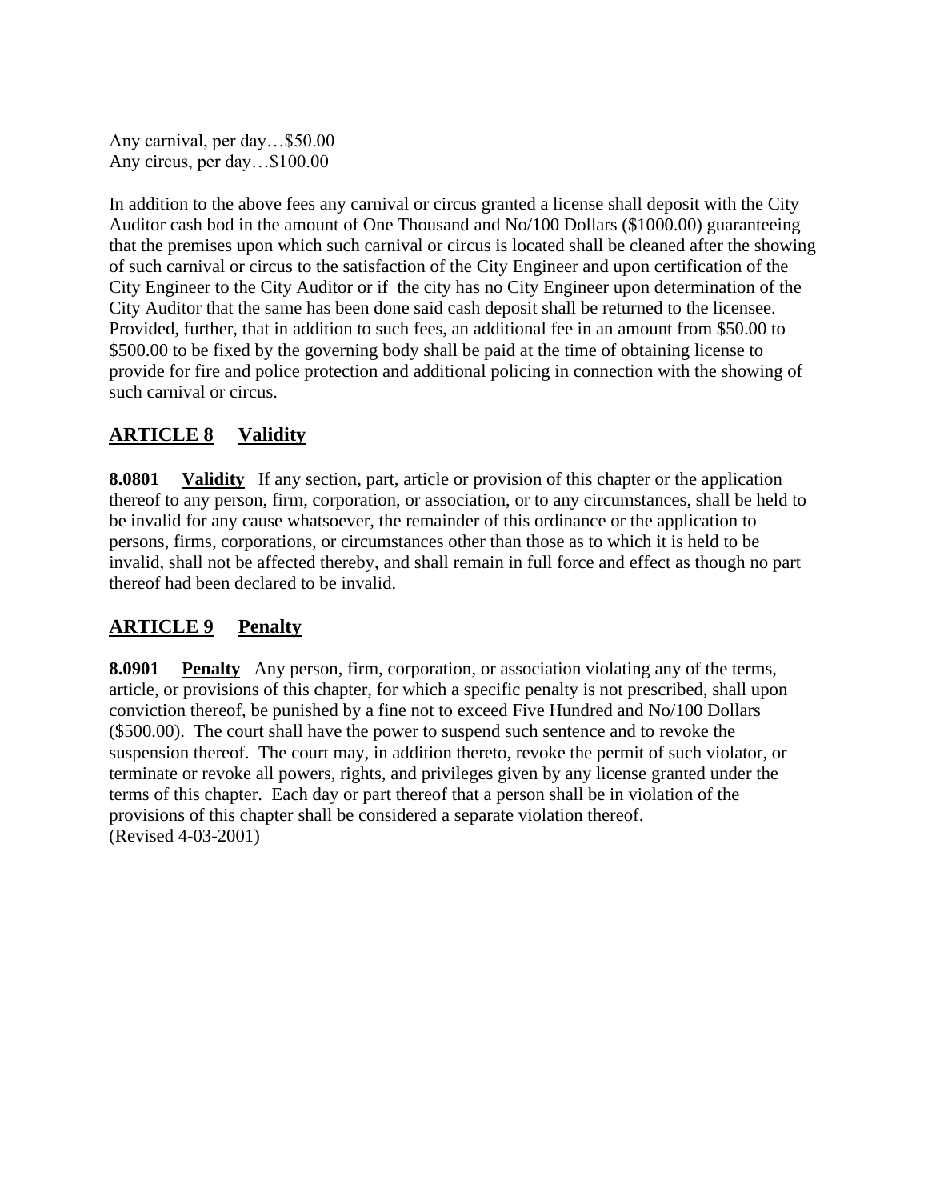Any carnival, per day…$50.00
Any circus, per day…$100.00

In addition to the above fees any carnival or circus granted a license shall deposit with the City Auditor cash bod in the amount of One Thousand and No/100 Dollars ($1000.00) guaranteeing that the premises upon which such carnival or circus is located shall be cleaned after the showing of such carnival or circus to the satisfaction of the City Engineer and upon certification of the City Engineer to the City Auditor or if the city has no City Engineer upon determination of the City Auditor that the same has been done said cash deposit shall be returned to the licensee. Provided, further, that in addition to such fees, an additional fee in an amount from $50.00 to $500.00 to be fixed by the governing body shall be paid at the time of obtaining license to provide for fire and police protection and additional policing in connection with the showing of such carnival or circus.

## ARTICLE 8 Validity

**8.0801 Validity** If any section, part, article or provision of this chapter or the application thereof to any person, firm, corporation, or association, or to any circumstances, shall be held to be invalid for any cause whatsoever, the remainder of this ordinance or the application to persons, firms, corporations, or circumstances other than those as to which it is held to be invalid, shall not be affected thereby, and shall remain in full force and effect as though no part thereof had been declared to be invalid.

## ARTICLE 9 Penalty

**8.0901 Penalty** Any person, firm, corporation, or association violating any of the terms, article, or provisions of this chapter, for which a specific penalty is not prescribed, shall upon conviction thereof, be punished by a fine not to exceed Five Hundred and No/100 Dollars ($500.00). The court shall have the power to suspend such sentence and to revoke the suspension thereof. The court may, in addition thereto, revoke the permit of such violator, or terminate or revoke all powers, rights, and privileges given by any license granted under the terms of this chapter. Each day or part thereof that a person shall be in violation of the provisions of this chapter shall be considered a separate violation thereof.
(Revised 4-03-2001)